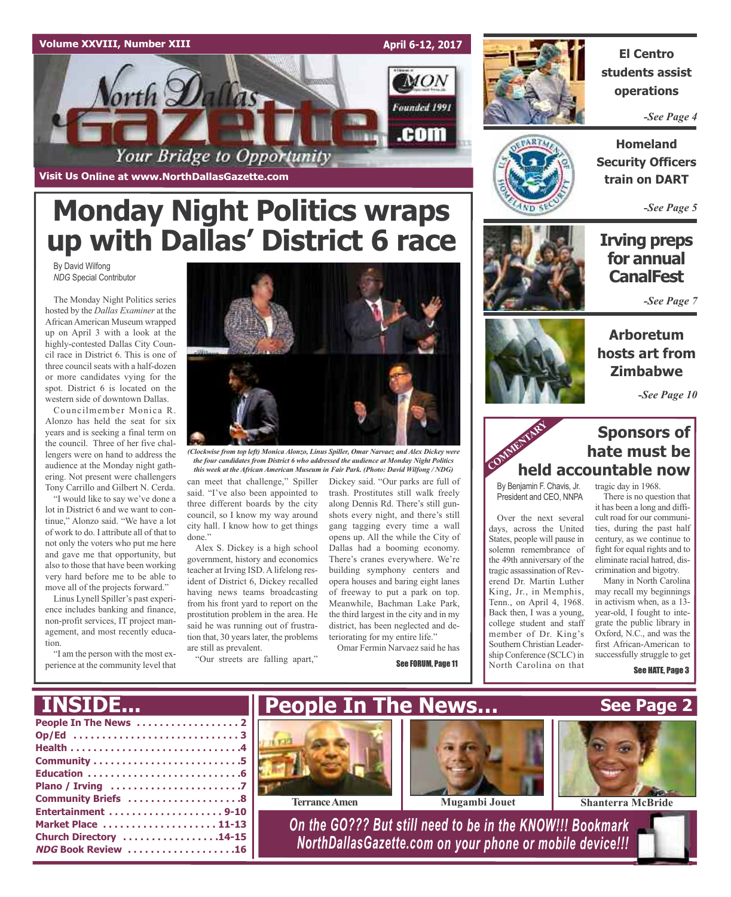Volume XXVIII, Number XIII — April 6-12, 2017

# North Dallas Gazette

Your Bridge to Opportunity

Founded 1991

Visit Us Online at www.NorthDallasGazette.com

# Monday Night Politics wraps up with Dallas' District 6 race

By David Wilfong
*NDG* Special Contributor

The Monday Night Politics series hosted by the *Dallas Examiner* at the African American Museum wrapped up on April 3 with a look at the highly-contested Dallas City Council race in District 6. This is one of three council seats with a half-dozen or more candidates vying for the spot. District 6 is located on the western side of downtown Dallas.

Councilmember Monica R. Alonzo has held the seat for six years and is seeking a final term on the council. Three of her five challengers were on hand to address the audience at the Monday night gathering. Not present were challengers Tony Carrillo and Gilbert N. Cerda.

"I would like to say we've done a lot in District 6 and we want to continue," Alonzo said. "We have a lot of work to do. I attribute all of that to not only the voters who put me here and gave me that opportunity, but also to those that have been working very hard before me to be able to move all of the projects forward."

Linus Lynell Spiller's past experience includes banking and finance, non-profit services, IT project management, and most recently education.

"I am the person with the most experience at the community level that can meet that challenge," Spiller said. "I've also been appointed to three different boards by the city council, so I know my way around city hall. I know how to get things done."

*(Clockwise from top left) Monica Alonzo, Linus Spiller, Omar Narvaez and Alex Dickey were the four candidates from District 6 who addressed the audience at Monday Night Politics this week at the African American Museum in Fair Park. (Photo: David Wilfong / NDG)*

Alex S. Dickey is a high school government, history and economics teacher at Irving ISD. A lifelong resident of District 6, Dickey recalled having news teams broadcasting from his front yard to report on the prostitution problem in the area. He said he was running out of frustration that, 30 years later, the problems are still as prevalent.

"Our streets are falling apart," Dickey said. "Our parks are full of trash. Prostitutes still walk freely along Dennis Rd. There's still gunshots every night, and there's still gang tagging every time a wall opens up. All the while the City of Dallas had a booming economy. There's cranes everywhere. We're building symphony centers and opera houses and baring eight lanes of freeway to put a park on top. Meanwhile, Bachman Lake Park, the third largest in the city and in my district, has been neglected and deteriorating for my entire life."

Omar Fermin Narvaez said he has

See FORUM, Page 11

## El Centro students assist operations

*-See Page 4*

## Homeland Security Officers train on DART

*-See Page 5*

## Irving preps for annual CanalFest

*-See Page 7*

## Arboretum hosts art from Zimbabwe

*-See Page 10*

COMMENTARY

## Sponsors of hate must be held accountable now

By Benjamin F. Chavis, Jr.
President and CEO, NNPA

Over the next several days, across the United States, people will pause in solemn remembrance of the 49th anniversary of the tragic assassination of Reverend Dr. Martin Luther King, Jr., in Memphis, Tenn., on April 4, 1968. Back then, I was a young, college student and staff member of Dr. King's Southern Christian Leadership Conference (SCLC) in North Carolina on that tragic day in 1968.

There is no question that it has been a long and difficult road for our communities, during the past half century, as we continue to fight for equal rights and to eliminate racial hatred, discrimination and bigotry.

Many in North Carolina may recall my beginnings in activism when, as a 13-year-old, I fought to integrate the public library in Oxford, N.C., and was the first African-American to successfully struggle to get

See HATE, Page 3

## INSIDE...

- People In The News . . . . . 2
- Op/Ed . . . . . 3
- Health . . . . . 4
- Community . . . . . 5
- Education . . . . . 6
- Plano / Irving . . . . . 7
- Community Briefs . . . . . 8
- Entertainment . . . . . 9-10
- Market Place . . . . . 11-13
- Church Directory . . . . . 14-15
- *NDG* Book Review . . . . . 16

## People In The News... See Page 2

Terrance Amen — Mugambi Jouet — Shanterra McBride

*On the GO??? But still need to be in the KNOW!!! Bookmark NorthDallasGazette.com on your phone or mobile device!!!*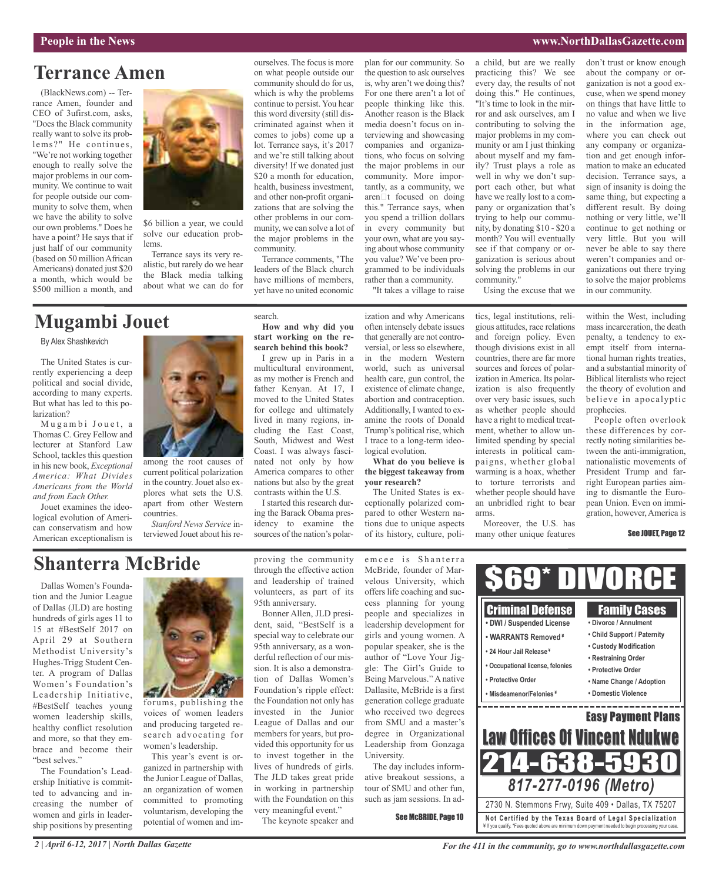# Terrance Amen

(BlackNews.com) -- Terrance Amen, founder and CEO of 3ufirst.com, asks, "Does the Black community really want to solve its problems?" He continues, "We're not working together enough to really solve the major problems in our community. We continue to wait for people outside our community to solve them, when we have the ability to solve our own problems." Does he have a point? He says that if just half of our community (based on 50 million African Americans) donated just $20 a month, which would be $500 million a month, and $6 billion a year, we could solve our education problems.

Terrance says its very realistic, but rarely do we hear the Black media talking about what we can do for ourselves. The focus is more on what people outside our community should do for us, which is why the problems continue to persist. You hear this word diversity (still discriminated against when it comes to jobs) come up a lot. Terrance says, it's 2017 and we're still talking about diversity! If we donated just $20 a month for education, health, business investment, and other non-profit organizations that are solving the other problems in our community, we can solve a lot of the major problems in the community.

Terrance comments, "The leaders of the Black church have millions of members, yet have no united economic plan for our community. So the question to ask ourselves is, why aren't we doing this? For one there aren't a lot of people thinking like this. Another reason is the Black media doesn't focus on interviewing and showcasing companies and organizations, who focus on solving the major problems in our community. More importantly, as a community, we aren□t focused on doing this." Terrance says, when you spend a trillion dollars in every community but your own, what are you saying about whose community you value? We've been programmed to be individuals rather than a community.

"It takes a village to raise a child, but are we really practicing this? We see every day, the results of not doing this." He continues, "It's time to look in the mirror and ask ourselves, am I contributing to solving the major problems in my community or am I just thinking about myself and my family? Trust plays a role as well in why we don't support each other, but what have we really lost to a company or organization that's trying to help our community, by donating $10 - $20 a month? You will eventually see if that company or organization is serious about solving the problems in our community."

Using the excuse that we don't trust or know enough about the company or organization is not a good excuse, when we spend money on things that have little to no value and when we live in the information age, where you can check out any company or organization and get enough information to make an educated decision. Terrance says, a sign of insanity is doing the same thing, but expecting a different result. By doing nothing or very little, we'll continue to get nothing or very little. But you will never be able to say there weren't companies and organizations out there trying to solve the major problems in our community.

# Mugambi Jouet

By Alex Shashkevich

The United States is currently experiencing a deep political and social divide, according to many experts. But what has led to this polarization?

Mugambi Jouet, a Thomas C. Grey Fellow and lecturer at Stanford Law School, tackles this question in his new book, *Exceptional America: What Divides Americans from the World and from Each Other.*

Jouet examines the ideological evolution of American conservatism and how American exceptionalism is among the root causes of current political polarization in the country. Jouet also explores what sets the U.S. apart from other Western countries.

*Stanford News Service* interviewed Jouet about his research.

**How and why did you start working on the research behind this book?**

I grew up in Paris in a multicultural environment, as my mother is French and father Kenyan. At 17, I moved to the United States for college and ultimately lived in many regions, including the East Coast, South, Midwest and West Coast. I was always fascinated not only by how America compares to other nations but also by the great contrasts within the U.S.

I started this research during the Barack Obama presidency to examine the sources of the nation's polarization and why Americans often intensely debate issues that generally are not controversial, or less so elsewhere, in the modern Western world, such as universal health care, gun control, the existence of climate change, abortion and contraception. Additionally, I wanted to examine the roots of Donald Trump's political rise, which I trace to a long-term ideological evolution.

**What do you believe is the biggest takeaway from your research?**

The United States is exceptionally polarized compared to other Western nations due to unique aspects of its history, culture, politics, legal institutions, religious attitudes, race relations and foreign policy. Even though divisions exist in all countries, there are far more sources and forces of polarization in America. Its polarization is also frequently over very basic issues, such as whether people should have a right to medical treatment, whether to allow unlimited spending by special interests in political campaigns, whether global warming is a hoax, whether to torture terrorists and whether people should have an unbridled right to bear arms.

Moreover, the U.S. has many other unique features within the West, including mass incarceration, the death penalty, a tendency to exempt itself from international human rights treaties, and a substantial minority of Biblical literalists who reject the theory of evolution and believe in apocalyptic prophecies.

People often overlook these differences by correctly noting similarities between the anti-immigration, nationalistic movements of President Trump and far-right European parties aiming to dismantle the European Union. Even on immigration, however, America is

See JOUET, Page 12

# Shanterra McBride

Dallas Women's Foundation and the Junior League of Dallas (JLD) are hosting hundreds of girls ages 11 to 15 at #BestSelf 2017 on April 29 at Southern Methodist University's Hughes-Trigg Student Center. A program of Dallas Women's Foundation's Leadership Initiative, #BestSelf teaches young women leadership skills, healthy conflict resolution and more, so that they embrace and become their "best selves."

The Foundation's Leadership Initiative is committed to advancing and increasing the number of women and girls in leadership positions by presenting forums, publishing the voices of women leaders and producing targeted research advocating for women's leadership.

This year's event is organized in partnership with the Junior League of Dallas, an organization of women committed to promoting voluntarism, developing the potential of women and improving the community through the effective action and leadership of trained volunteers, as part of its 95th anniversary.

Bonner Allen, JLD president, said, "BestSelf is a special way to celebrate our 95th anniversary, as a wonderful reflection of our mission. It is also a demonstration of Dallas Women's Foundation's ripple effect: the Foundation not only has invested in the Junior League of Dallas and our members for years, but provided this opportunity for us to invest together in the lives of hundreds of girls. The JLD takes great pride in working in partnership with the Foundation on this very meaningful event."

The keynote speaker and emcee is Shanterra McBride, founder of Marvelous University, which offers life coaching and success planning for young people and specializes in leadership development for girls and young women. A popular speaker, she is the author of "Love Your Jiggle: The Girl's Guide to Being Marvelous." A native Dallasite, McBride is a first generation college graduate who received two degrees from SMU and a master's degree in Organizational Leadership from Gonzaga University.

The day includes informative breakout sessions, a tour of SMU and other fun, such as jam sessions. In ad-

See McBRIDE, Page 10

**$69* DIVORCE**

**Criminal Defense**
- DWI / Suspended License
- WARRANTS Removed ¥
- 24 Hour Jail Release ¥
- Occupational license, felonies
- Protective Order
- Misdeamenor/Felonies ¥

**Family Cases**
- Divorce / Annulment
- Child Support / Paternity
- Custody Modification
- Restraining Order
- Protective Order
- Name Change / Adoption
- Domestic Violence

**Easy Payment Plans**

**Law Offices Of Vincent Ndukwe**

**214-638-5930**

*817-277-0196 (Metro)*

2730 N. Stemmons Frwy, Suite 409 • Dallas, TX 75207

Not Certified by the Texas Board of Legal Specialization

¥ If you qualify. *Fees quoted above are minimum down payment needed to begin processing your case.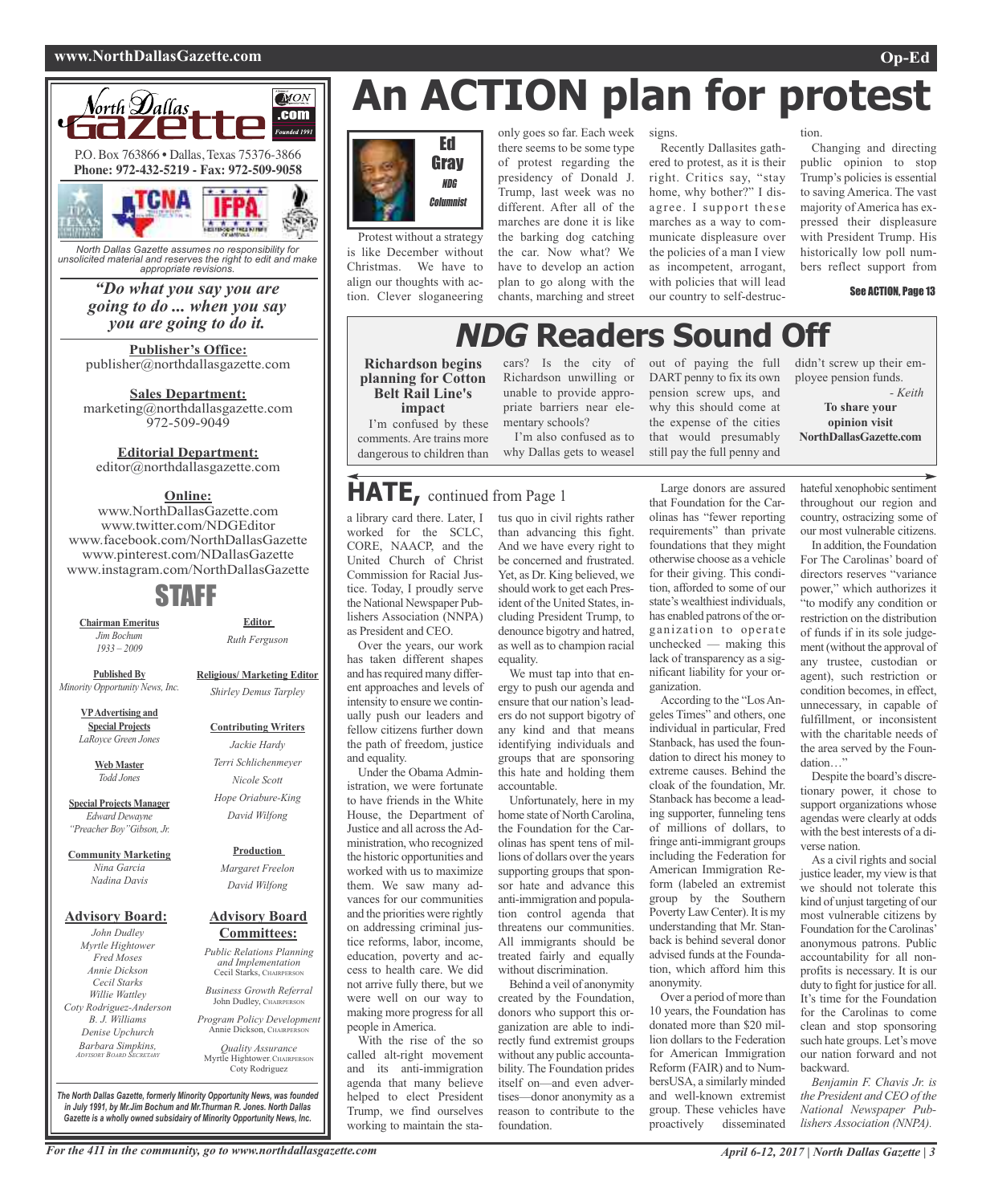# An ACTION plan for protest

Ed Gray
*NDG Columnist*

Protest without a strategy is like December without Christmas. We have to align our thoughts with action. Clever sloganeering only goes so far. Each week there seems to be some type of protest regarding the presidency of Donald J. Trump, last week was no different. After all of the marches are done it is like the barking dog catching the car. Now what? We have to develop an action plan to go along with the chants, marching and street signs.

Recently Dallasites gathered to protest, as it is their right. Critics say, "stay home, why bother?" I disagree. I support these marches as a way to communicate displeasure over the policies of a man I view as incompetent, arrogant, with policies that will lead our country to self-destruction.

Changing and directing public opinion to stop Trump's policies is essential to saving America. The vast majority of America has expressed their displeasure with President Trump. His historically low poll numbers reflect support from

See ACTION, Page 13

# *NDG* Readers Sound Off

**Richardson begins planning for Cotton Belt Rail Line's impact**

I'm confused by these comments. Are trains more dangerous to children than cars? Is the city of Richardson unwilling or unable to provide appropriate barriers near elementary schools?

I'm also confused as to why Dallas gets to weasel out of paying the full DART penny to fix its own pension screw ups, and why this should come at the expense of the cities that would presumably still pay the full penny and didn't screw up their employee pension funds.

*- Keith*

**To share your opinion visit NorthDallasGazette.com**

## HATE, continued from Page 1

a library card there. Later, I worked for the SCLC, CORE, NAACP, and the United Church of Christ Commission for Racial Justice. Today, I proudly serve the National Newspaper Publishers Association (NNPA) as President and CEO.

Over the years, our work has taken different shapes and has required many different approaches and levels of intensity to ensure we continually push our leaders and fellow citizens further down the path of freedom, justice and equality.

Under the Obama Administration, we were fortunate to have friends in the White House, the Department of Justice and all across the Administration, who recognized the historic opportunities and worked with us to maximize them. We saw many advances for our communities and the priorities were rightly on addressing criminal justice reforms, labor, income, education, poverty and access to health care. We did not arrive fully there, but we were well on our way to making more progress for all people in America.

With the rise of the so called alt-right movement and its anti-immigration agenda that many believe helped to elect President Trump, we find ourselves working to maintain the status quo in civil rights rather than advancing this fight. And we have every right to be concerned and frustrated. Yet, as Dr. King believed, we should work to get each President of the United States, including President Trump, to denounce bigotry and hatred, as well as to champion racial equality.

We must tap into that energy to push our agenda and ensure that our nation's leaders do not support bigotry of any kind and that means identifying individuals and groups that are sponsoring this hate and holding them accountable.

Unfortunately, here in my home state of North Carolina, the Foundation for the Carolinas has spent tens of millions of dollars over the years supporting groups that sponsor hate and advance this anti-immigration and population control agenda that threatens our communities. All immigrants should be treated fairly and equally without discrimination.

Behind a veil of anonymity created by the Foundation, donors who support this organization are able to indirectly fund extremist groups without any public accountability. The Foundation prides itself on—and even advertises—donor anonymity as a reason to contribute to the foundation.

Large donors are assured that Foundation for the Carolinas has "fewer reporting requirements" than private foundations that they might otherwise choose as a vehicle for their giving. This condition, afforded to some of our state's wealthiest individuals, has enabled patrons of the organization to operate unchecked — making this lack of transparency as a significant liability for your organization.

According to the "Los Angeles Times" and others, one individual in particular, Fred Stanback, has used the foundation to direct his money to extreme causes. Behind the cloak of the foundation, Mr. Stanback has become a leading supporter, funneling tens of millions of dollars, to fringe anti-immigrant groups including the Federation for American Immigration Reform (labeled an extremist group by the Southern Poverty Law Center). It is my understanding that Mr. Stanback is behind several donor advised funds at the Foundation, which afford him this anonymity.

Over a period of more than 10 years, the Foundation has donated more than $20 million dollars to the Federation for American Immigration Reform (FAIR) and to NumbersUSA, a similarly minded and well-known extremist group. These vehicles have proactively disseminated hateful xenophobic sentiment throughout our region and country, ostracizing some of our most vulnerable citizens.

In addition, the Foundation For The Carolinas' board of directors reserves "variance power," which authorizes it "to modify any condition or restriction on the distribution of funds if in its sole judgement (without the approval of any trustee, custodian or agent), such restriction or condition becomes, in effect, unnecessary, in capable of fulfillment, or inconsistent with the charitable needs of the area served by the Foundation…"

Despite the board's discretionary power, it chose to support organizations whose agendas were clearly at odds with the best interests of a diverse nation.

As a civil rights and social justice leader, my view is that we should not tolerate this kind of unjust targeting of our most vulnerable citizens by Foundation for the Carolinas' anonymous patrons. Public accountability for all nonprofits is necessary. It is our duty to fight for justice for all. It's time for the Foundation for the Carolinas to come clean and stop sponsoring such hate groups. Let's move our nation forward and not backward.

*Benjamin F. Chavis Jr. is the President and CEO of the National Newspaper Publishers Association (NNPA).*

---

**North Dallas Gazette** .com — Founded 1991

P.O. Box 763866 • Dallas, Texas 75376-3866
**Phone: 972-432-5219 - Fax: 972-509-9058**

*North Dallas Gazette assumes no responsibility for unsolicited material and reserves the right to edit and make appropriate revisions.*

***"Do what you say you are going to do ... when you say you are going to do it.***

**Publisher's Office:**
publisher@northdallasgazette.com

**Sales Department:**
marketing@northdallasgazette.com
972-509-9049

**Editorial Department:**
editor@northdallasgazette.com

**Online:**
www.NorthDallasGazette.com
www.twitter.com/NDGEditor
www.facebook.com/NorthDallasGazette
www.pinterest.com/NDallasGazette
www.instagram.com/NorthDallasGazette

## STAFF

**Chairman Emeritus**
*Jim Bochum*
*1933 – 2009*

**Published By**
*Minority Opportunity News, Inc.*

**VP Advertising and Special Projects**
*LaRoyce Green Jones*

**Web Master**
*Todd Jones*

**Special Projects Manager**
*Edward Dewayne "Preacher Boy" Gibson, Jr.*

**Community Marketing**
*Nina Garcia*
*Nadina Davis*

**Advisory Board:**
*John Dudley*
*Myrtle Hightower*
*Fred Moses*
*Annie Dickson*
*Cecil Starks*
*Willie Wattley*
*Coty Rodriguez-Anderson*
*B. J. Williams*
*Denise Upchurch*
*Barbara Simpkins, Advisory Board Secretary*

**Editor**
*Ruth Ferguson*

**Religious/ Marketing Editor**
*Shirley Demus Tarpley*

**Contributing Writers**
*Jackie Hardy*
*Terri Schlichenmeyer*
*Nicole Scott*
*Hope Oriabure-King*
*David Wilfong*

**Production**
*Margaret Freelon*
*David Wilfong*

**Advisory Board Committees:**
*Public Relations Planning and Implementation*
Cecil Starks, Chairperson

*Business Growth Referral*
John Dudley, Chairperson

*Program Policy Development*
Annie Dickson, Chairperson

*Quality Assurance*
Myrtle Hightower, Chairperson
Coty Rodriguez

*The North Dallas Gazette, formerly Minority Opportunity News, was founded in July 1991, by Mr.Jim Bochum and Mr.Thurman R. Jones. North Dallas Gazette is a wholly owned subsidairy of Minority Opportunity News, Inc.*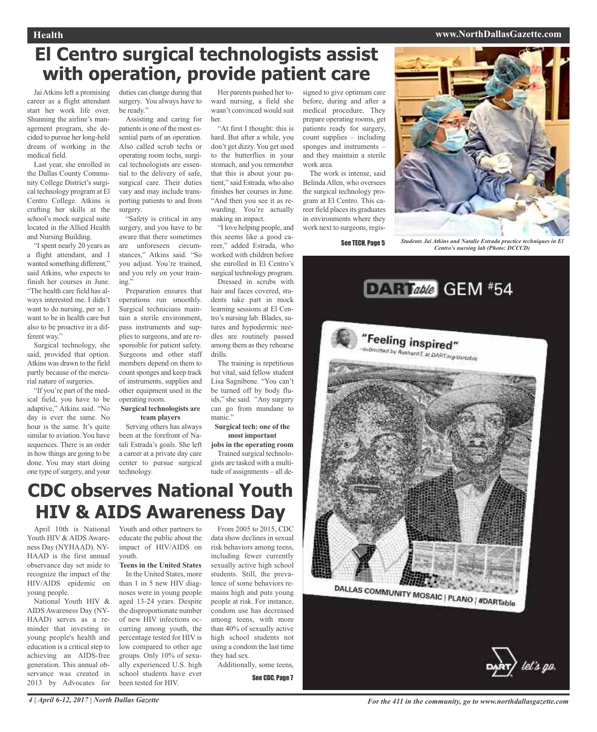# El Centro surgical technologists assist with operation, provide patient care

Jai Atkins left a promising career as a flight attendant start her work life over. Shunning the airline's management program, she decided to pursue her long-held dream of working in the medical field.

Last year, she enrolled in the Dallas County Community College District's surgical technology program at El Centro College. Atkins is crafting her skills at the school's mock surgical suite located in the Allied Health and Nursing Building.

"I spent nearly 20 years as a flight attendant, and I wanted something different," said Atkins, who expects to finish her courses in June. "The health care field has always interested me. I didn't want to do nursing, per se. I want to be in health care but also to be proactive in a different way."

Surgical technology, she said, provided that option. Atkins was drawn to the field partly because of the mercurial nature of surgeries.

"If you're part of the medical field, you have to be adaptive," Atkins said. "No day is ever the same. No hour is the same. It's quite similar to aviation. You have sequences. There is an order in how things are going to be done. You may start doing one type of surgery, and your duties can change during that surgery. You always have to be ready."

Assisting and caring for patients is one of the most essential parts of an operation. Also called scrub techs or operating room techs, surgical technologists are essential to the delivery of safe, surgical care. Their duties vary and may include transporting patients to and from surgery.

"Safety is critical in any surgery, and you have to be aware that there sometimes are unforeseen circumstances," Atkins said. "So you adjust. You're trained, and you rely on your training."

Preparation ensures that operations run smoothly. Surgical technicians maintain a sterile environment, pass instruments and supplies to surgeons, and are responsible for patient safety. Surgeons and other staff members depend on them to count sponges and keep track of instruments, supplies and other equipment used in the operating room.

**Surgical technologists are team players**

Serving others has always been at the forefront of Natali Estrada's goals. She left a career at a private day care center to pursue surgical technology.

Her parents pushed her toward nursing, a field she wasn't convinced would suit her.

"At first I thought: this is hard. But after a while, you don't get dizzy. You get used to the butterflies in your stomach, and you remember that this is about your patient," said Estrada, who also finishes her courses in June. "And then you see it as rewarding. You're actually making an impact.

"I love helping people, and this seems like a good career," added Estrada, who worked with children before she enrolled in El Centro's surgical technology program.

Dressed in scrubs with hair and faces covered, students take part in mock learning sessions at El Centro's nursing lab. Blades, sutures and hypodermic needles are routinely passed among them as they rehearse drills.

The training is repetitious but vital, said fellow student Lisa Sagnibene. "You can't be turned off by body fluids," she said. "Any surgery can go from mundane to manic."

**Surgical tech: one of the most important jobs in the operating room**

Trained surgical technologists are tasked with a multitude of assignments – all designed to give optimum care before, during and after a medical procedure. They prepare operating rooms, get patients ready for surgery, count supplies – including sponges and instruments – and they maintain a sterile work area.

The work is intense, said Belinda Allen, who oversees the surgical technology program at El Centro. This career field places its graduates in environments where they work next to surgeons, regis-

See TECH, Page 5

*Students Jai Atkins and Natalie Estrada practice techniques in El Centro's nursing lab (Photo: DCCCD)*

# CDC observes National Youth HIV & AIDS Awareness Day

April 10th is National Youth HIV & AIDS Awareness Day (NYHAAD). NYHAAD is the first annual observance day set aside to recognize the impact of the HIV/AIDS epidemic on young people.

National Youth HIV & AIDS Awareness Day (NYHAAD) serves as a reminder that investing in young people's health and education is a critical step to achieving an AIDS-free generation. This annual observance was created in 2013 by Advocates for Youth and other partners to educate the public about the impact of HIV/AIDS on youth.

**Teens in the United States**

In the United States, more than 1 in 5 new HIV diagnoses were in young people aged 13-24 years. Despite the disproportionate number of new HIV infections occurring among youth, the percentage tested for HIV is low compared to other age groups. Only 10% of sexually experienced U.S. high school students have ever been tested for HIV.

From 2005 to 2015, CDC data show declines in sexual risk behaviors among teens, including fewer currently sexually active high school students. Still, the prevalence of some behaviors remains high and puts young people at risk. For instance, condom use has decreased among teens, with more than 40% of sexually active high school students not using a condom the last time they had sex.

Additionally, some teens,

See CDC, Page 7

DARTable GEM #54

"Feeling inspired"
–submitted by RashardT. at DART.org/dartable

DALLAS COMMUNITY MOSAIC | PLANO | #DARTable

DART let's go.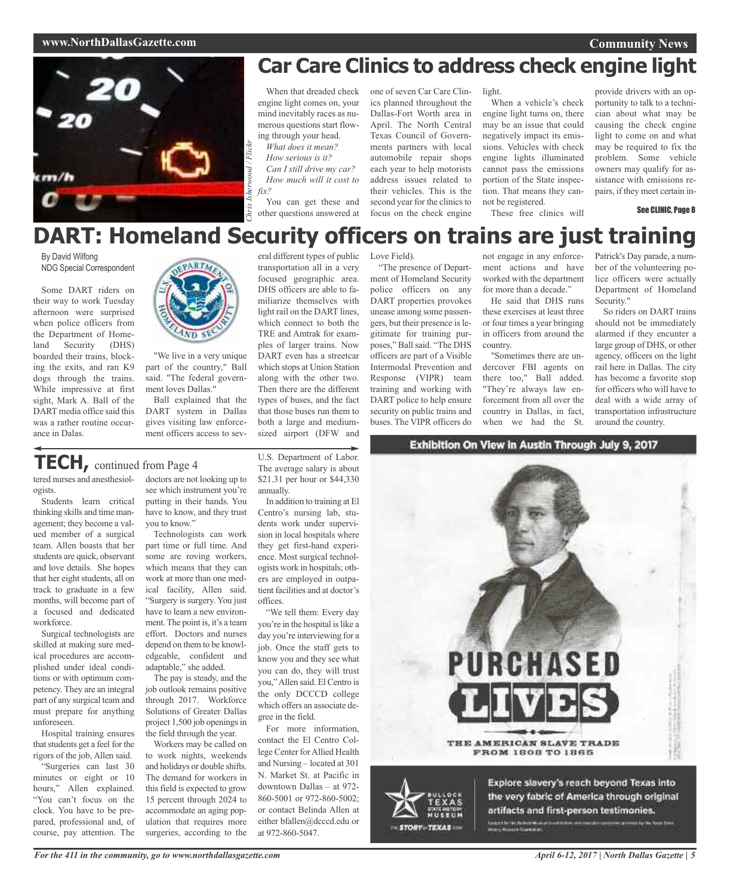# Car Care Clinics to address check engine light

*Chris Isherwood / Flickr*

When that dreaded check engine light comes on, your mind inevitably races as numerous questions start flowing through your head.

*What does it mean?*
*How serious is it?*
*Can I still drive my car?*
*How much will it cost to fix?*

You can get these and other questions answered at one of seven Car Care Clinics planned throughout the Dallas-Fort Worth area in April. The North Central Texas Council of Governments partners with local automobile repair shops each year to help motorists address issues related to their vehicles. This is the second year for the clinics to focus on the check engine light.

When a vehicle's check engine light turns on, there may be an issue that could negatively impact its emissions. Vehicles with check engine lights illuminated cannot pass the emissions portion of the State inspection. That means they cannot be registered.

These free clinics will provide drivers with an opportunity to talk to a technician about what may be causing the check engine light to come on and what may be required to fix the problem. Some vehicle owners may qualify for assistance with emissions repairs, if they meet certain in-

**See CLINIC, Page 8**

# DART: Homeland Security officers on trains are just training

By David Wilfong
NDG Special Correspondent

Some DART riders on their way to work Tuesday afternoon were surprised when police officers from the Department of Homeland Security (DHS) boarded their trains, blocking the exits, and ran K9 dogs through the trains. While impressive at first sight, Mark A. Ball of the DART media office said this was a rather routine occurrence in Dalas.

"We live in a very unique part of the country," Ball said. "The federal government loves Dallas."

Ball explained that the DART system in Dallas gives visiting law enforcement officers access to several different types of public transportation all in a very focused geographic area. DHS officers are able to familiarize themselves with light rail on the DART lines, which connect to both the TRE and Amtrak for examples of larger trains. Now DART even has a streetcar which stops at Union Station along with the other two. Then there are the different types of buses, and the fact that those buses run them to both a large and medium-sized airport (DFW and Love Field).

"The presence of Department of Homeland Security police officers on any DART properties provokes unease among some passengers, but their presence is legitimate for training purposes," Ball said. "The DHS officers are part of a Visible Intermodal Prevention and Response (VIPR) team training and working with DART police to help ensure security on public trains and buses. The VIPR officers do not engage in any enforcement actions and have worked with the department for more than a decade."

He said that DHS runs these exercises at least three or four times a year bringing in officers from around the country.

"Sometimes there are undercover FBI agents on there too," Ball added. "They're always law enforcement from all over the country in Dallas, in fact, when we had the St. Patrick's Day parade, a number of the volunteering police officers were actually Department of Homeland Security."

So riders on DART trains should not be immediately alarmed if they encounter a large group of DHS, or other agency, officers on the light rail here in Dallas. The city has become a favorite stop for officers who will have to deal with a wide array of transportation infrastructure around the country.

## TECH, continued from Page 4

tered nurses and anesthesiologists.

Students learn critical thinking skills and time management; they become a valued member of a surgical team. Allen boasts that her students are quick, observant and love details. She hopes that her eight students, all on track to graduate in a few months, will become part of a focused and dedicated workforce.

Surgical technologists are skilled at making sure medical procedures are accomplished under ideal conditions or with optimum competency. They are an integral part of any surgical team and must prepare for anything unforeseen.

Hospital training ensures that students get a feel for the rigors of the job, Allen said.

"Surgeries can last 30 minutes or eight or 10 hours," Allen explained. "You can't focus on the clock. You have to be prepared, professional and, of course, pay attention. The doctors are not looking up to see which instrument you're putting in their hands. You have to know, and they trust you to know."

Technologists can work part time or full time. And some are roving workers, which means that they can work at more than one medical facility, Allen said. "Surgery is surgery. You just have to learn a new environment. The point is, it's a team effort. Doctors and nurses depend on them to be knowledgeable, confident and adaptable," she added.

The pay is steady, and the job outlook remains positive through 2017. Workforce Solutions of Greater Dallas project 1,500 job openings in the field through the year.

Workers may be called on to work nights, weekends and holidays or double shifts. The demand for workers in this field is expected to grow 15 percent through 2024 to accommodate an aging population that requires more surgeries, according to the U.S. Department of Labor. The average salary is about $21.31 per hour or $44,330 annually.

In addition to training at El Centro's nursing lab, students work under supervision in local hospitals where they get first-hand experience. Most surgical technologists work in hospitals; others are employed in outpatient facilities and at doctor's offices.

"We tell them: Every day you're in the hospital is like a day you're interviewing for a job. Once the staff gets to know you and they see what you can do, they will trust you," Allen said. El Centro is the only DCCCD college which offers an associate degree in the field.

For more information, contact the El Centro College Center for Allied Health and Nursing – located at 301 N. Market St. at Pacific in downtown Dallas – at 972-860-5001 or 972-860-5002; or contact Belinda Allen at either bfallen@dcccd.edu or at 972-860-5047.

**Exhibition On View in Austin Through July 9, 2017**

# PURCHASED LIVES

THE AMERICAN SLAVE TRADE FROM 1808 TO 1865

Bullock Texas State History Museum

The Story of Texas

Explore slavery's reach beyond Texas into the very fabric of America through original artifacts and first-person testimonies.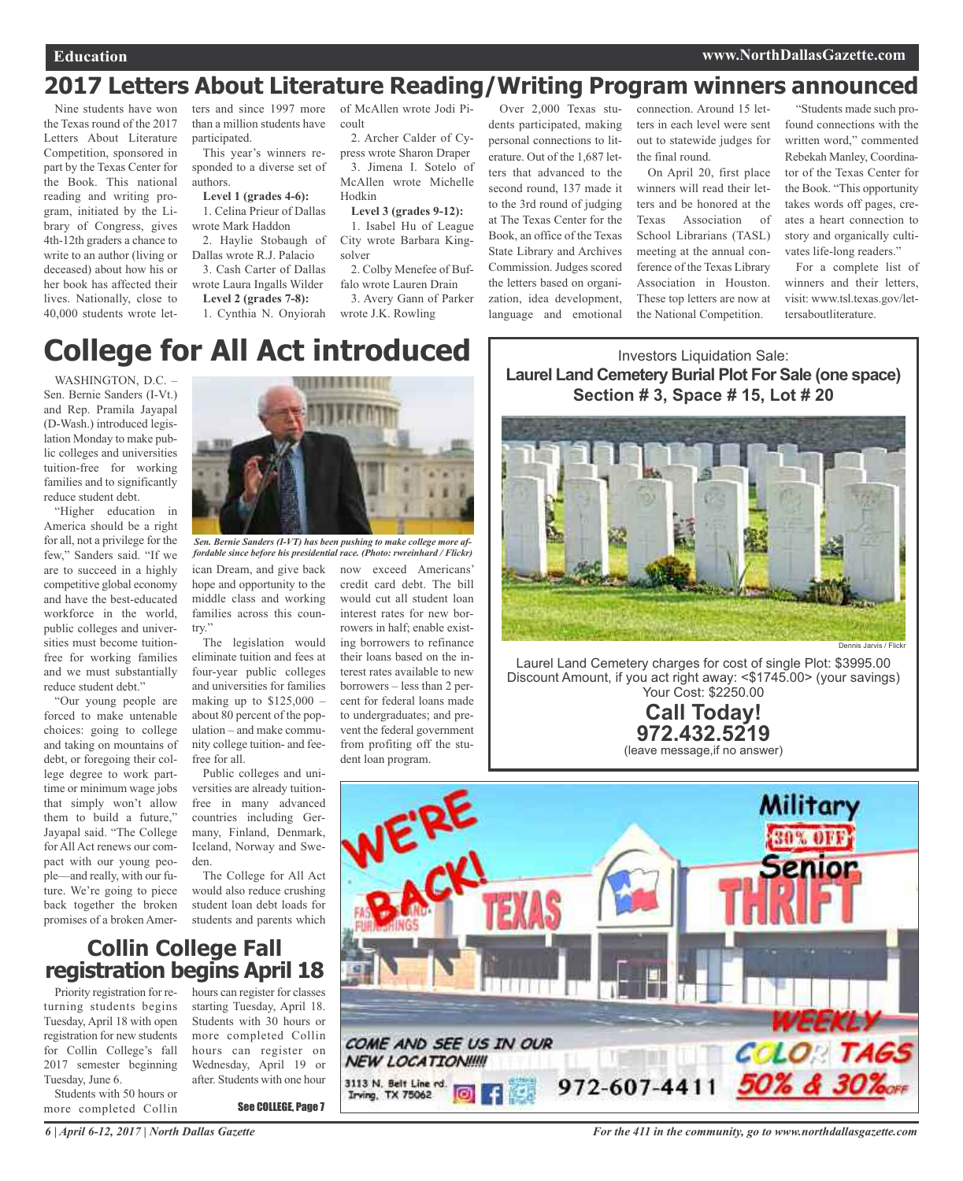## 2017 Letters About Literature Reading/Writing Program winners announced

Nine students have won the Texas round of the 2017 Letters About Literature Competition, sponsored in part by the Texas Center for the Book. This national reading and writing program, initiated by the Library of Congress, gives 4th-12th graders a chance to write to an author (living or deceased) about how his or her book has affected their lives. Nationally, close to 40,000 students wrote letters and since 1997 more than a million students have participated.

This year's winners responded to a diverse set of authors.

**Level 1 (grades 4-6):**

1. Celina Prieur of Dallas wrote Mark Haddon
2. Haylie Stobaugh of Dallas wrote R.J. Palacio
3. Cash Carter of Dallas wrote Laura Ingalls Wilder

**Level 2 (grades 7-8):**

1. Cynthia N. Onyiorah of McAllen wrote Jodi Picoult
2. Archer Calder of Cypress wrote Sharon Draper
3. Jimena I. Sotelo of McAllen wrote Michelle Hodkin

**Level 3 (grades 9-12):**

1. Isabel Hu of League City wrote Barbara Kingsolver
2. Colby Menefee of Buffalo wrote Lauren Drain
3. Avery Gann of Parker wrote J.K. Rowling

Over 2,000 Texas students participated, making personal connections to literature. Out of the 1,687 letters that advanced to the second round, 137 made it to the 3rd round of judging at The Texas Center for the Book, an office of the Texas State Library and Archives Commission. Judges scored the letters based on organization, idea development, language and emotional connection. Around 15 letters in each level were sent out to statewide judges for the final round.

On April 20, first place winners will read their letters and be honored at the Texas Association of School Librarians (TASL) meeting at the annual conference of the Texas Library Association in Houston. These top letters are now at the National Competition.

"Students made such profound connections with the written word," commented Rebekah Manley, Coordinator of the Texas Center for the Book. "This opportunity takes words off pages, creates a heart connection to story and organically cultivates life-long readers."

For a complete list of winners and their letters, visit: www.tsl.texas.gov/lettersaboutliterature.

## College for All Act introduced

WASHINGTON, D.C. – Sen. Bernie Sanders (I-Vt.) and Rep. Pramila Jayapal (D-Wash.) introduced legislation Monday to make public colleges and universities tuition-free for working families and to significantly reduce student debt.

*Sen. Bernie Sanders (I-VT) has been pushing to make college more affordable since before his presidential race. (Photo: rwreinhard / Flickr)*

"Higher education in America should be a right for all, not a privilege for the few," Sanders said. "If we are to succeed in a highly competitive global economy and have the best-educated workforce in the world, public colleges and universities must become tuition-free for working families and we must substantially reduce student debt."

"Our young people are forced to make untenable choices: going to college and taking on mountains of debt, or foregoing their college degree to work part-time or minimum wage jobs that simply won't allow them to build a future," Jayapal said. "The College for All Act renews our compact with our young people—and really, with our future. We're going to piece back together the broken promises of a broken American Dream, and give back hope and opportunity to the middle class and working families across this country."

The legislation would eliminate tuition and fees at four-year public colleges and universities for families making up to $125,000 – about 80 percent of the population – and make community college tuition- and fee-free for all.

Public colleges and universities are already tuition-free in many advanced countries including Germany, Finland, Denmark, Iceland, Norway and Sweden.

The College for All Act would also reduce crushing student loan debt loads for students and parents which now exceed Americans' credit card debt. The bill would cut all student loan interest rates for new borrowers in half; enable existing borrowers to refinance their loans based on the interest rates available to new borrowers – less than 2 percent for federal loans made to undergraduates; and prevent the federal government from profiting off the student loan program.

## Collin College Fall registration begins April 18

Priority registration for returning students begins Tuesday, April 18 with open registration for new students for Collin College's fall 2017 semester beginning Tuesday, June 6.

Students with 50 hours or more completed Collin hours can register for classes starting Tuesday, April 18. Students with 30 hours or more completed Collin hours can register on Wednesday, April 19 or after. Students with one hour

**See COLLEGE, Page 7**

---

Investors Liquidation Sale:

**Laurel Land Cemetery Burial Plot For Sale (one space)**
**Section # 3, Space # 15, Lot # 20**

Dennis Jarvis / Flickr

Laurel Land Cemetery charges for cost of single Plot: $3995.00
Discount Amount, if you act right away: <$1745.00> (your savings)
Your Cost: $2250.00

**Call Today!**
**972.432.5219**
(leave message,if no answer)

---

WE'RE BACK! TEXAS THRIFT

Military 30% OFF Senior

WEEKLY COLOR TAGS 50% & 30% OFF

COME AND SEE US IN OUR NEW LOCATION!!!!!

3113 N. Belt Line rd. Irving, TX 75062

972-607-4411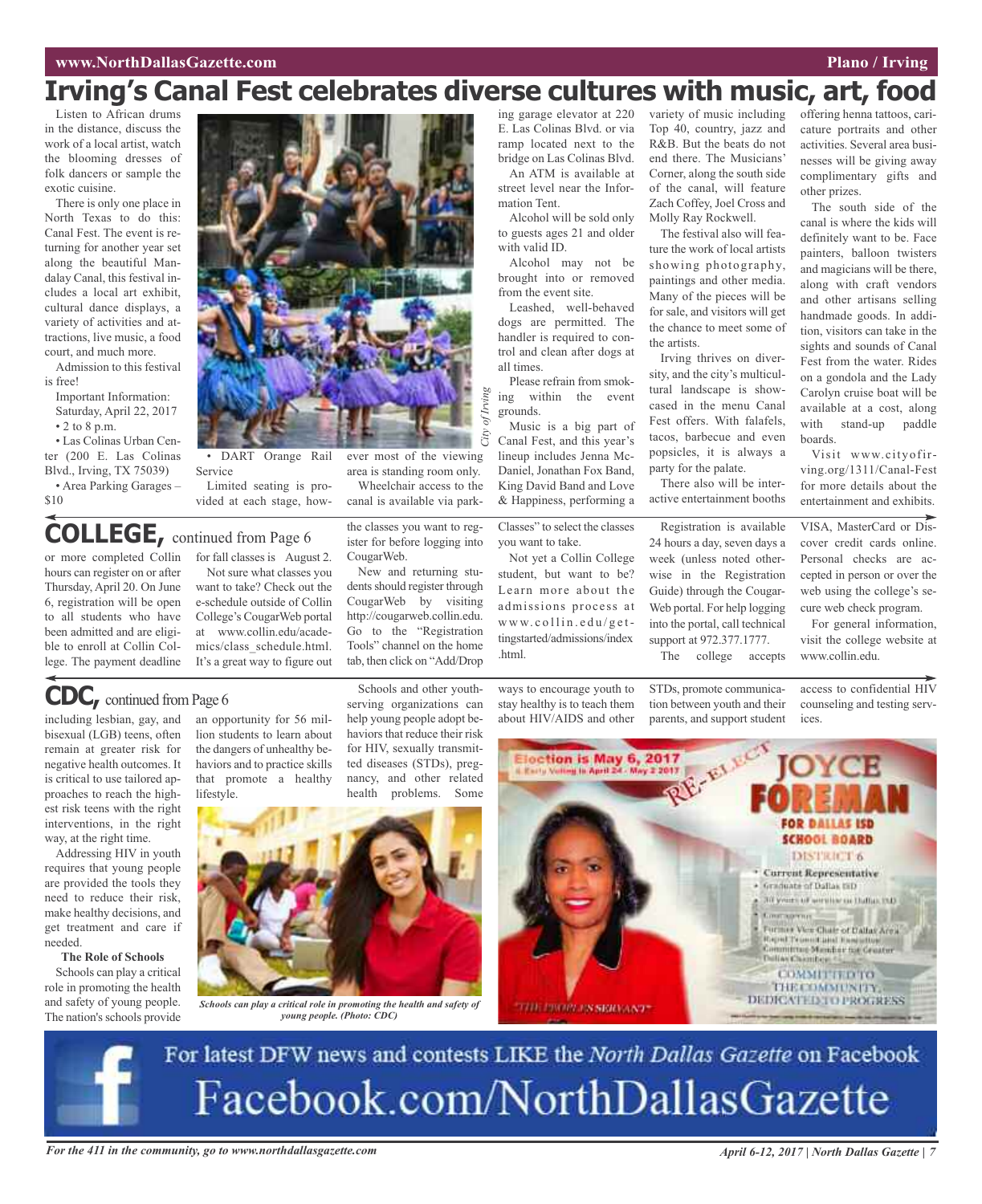# Irving's Canal Fest celebrates diverse cultures with music, art, food

Listen to African drums in the distance, discuss the work of a local artist, watch the blooming dresses of folk dancers or sample the exotic cuisine.

There is only one place in North Texas to do this: Canal Fest. The event is returning for another year set along the beautiful Mandalay Canal, this festival includes a local art exhibit, cultural dance displays, a variety of activities and attractions, live music, a food court, and much more.

Admission to this festival is free!

Important Information:
Saturday, April 22, 2017
• 2 to 8 p.m.
• Las Colinas Urban Center (200 E. Las Colinas Blvd., Irving, TX 75039)
• Area Parking Garages – $10
• DART Orange Rail Service

Limited seating is provided at each stage, however most of the viewing area is standing room only.

Wheelchair access to the canal is available via parking garage elevator at 220 E. Las Colinas Blvd. or via ramp located next to the bridge on Las Colinas Blvd.

An ATM is available at street level near the Information Tent.

Alcohol will be sold only to guests ages 21 and older with valid ID.

Alcohol may not be brought into or removed from the event site.

Leashed, well-behaved dogs are permitted. The handler is required to control and clean after dogs at all times.

Please refrain from smoking within the event grounds.

Music is a big part of Canal Fest, and this year's lineup includes Jenna McDaniel, Jonathan Fox Band, King David Band and Love & Happiness, performing a variety of music including Top 40, country, jazz and R&B. But the beats do not end there. The Musicians' Corner, along the south side of the canal, will feature Zach Coffey, Joel Cross and Molly Ray Rockwell.

The festival also will feature the work of local artists showing photography, paintings and other media. Many of the pieces will be for sale, and visitors will get the chance to meet some of the artists.

Irving thrives on diversity, and the city's multicultural landscape is showcased in the menu Canal Fest offers. With falafels, tacos, barbecue and even popsicles, it is always a party for the palate.

There also will be interactive entertainment booths offering henna tattoos, caricature portraits and other activities. Several area businesses will be giving away complimentary gifts and other prizes.

The south side of the canal is where the kids will definitely want to be. Face painters, balloon twisters and magicians will be there, along with craft vendors and other artisans selling handmade goods. In addition, visitors can take in the sights and sounds of Canal Fest from the water. Rides on a gondola and the Lady Carolyn cruise boat will be available at a cost, along with stand-up paddle boards.

Visit www.cityofirving.org/1311/Canal-Fest for more details about the entertainment and exhibits.

*City of Irving*

## COLLEGE, continued from Page 6

or more completed Collin hours can register on or after Thursday, April 20. On June 6, registration will be open to all students who have been admitted and are eligible to enroll at Collin College. The payment deadline for fall classes is August 2.

Not sure what classes you want to take? Check out the e-schedule outside of Collin College's CougarWeb portal at www.collin.edu/academics/class_schedule.html. It's a great way to figure out the classes you want to register for before logging into CougarWeb.

New and returning students should register through CougarWeb by visiting http://cougarweb.collin.edu. Go to the "Registration Tools" channel on the home tab, then click on "Add/Drop Classes" to select the classes you want to take.

Not yet a Collin College student, but want to be? Learn more about the admissions process at www.collin.edu/gettingstarted/admissions/index.html.

Registration is available 24 hours a day, seven days a week (unless noted otherwise in the Registration Guide) through the CougarWeb portal. For help logging into the portal, call technical support at 972.377.1777.

The college accepts VISA, MasterCard or Discover credit cards online. Personal checks are accepted in person or over the web using the college's secure web check program.

For general information, visit the college website at www.collin.edu.

## CDC, continued from Page 6

including lesbian, gay, and bisexual (LGB) teens, often remain at greater risk for negative health outcomes. It is critical to use tailored approaches to reach the highest risk teens with the right interventions, in the right way, at the right time.

Addressing HIV in youth requires that young people are provided the tools they need to reduce their risk, make healthy decisions, and get treatment and care if needed.

**The Role of Schools**

Schools can play a critical role in promoting the health and safety of young people. The nation's schools provide an opportunity for 56 million students to learn about the dangers of unhealthy behaviors and to practice skills that promote a healthy lifestyle.

Schools and other youth-serving organizations can help young people adopt behaviors that reduce their risk for HIV, sexually transmitted diseases (STDs), pregnancy, and other related health problems. Some ways to encourage youth to stay healthy is to teach them about HIV/AIDS and other STDs, promote communication between youth and their parents, and support student access to confidential HIV counseling and testing services.

*Schools can play a critical role in promoting the health and safety of young people. (Photo: CDC)*

Election is May 6, 2017
Early Voting is April 24 - May 2 2017

RE-ELECT JOYCE FOREMAN FOR DALLAS ISD SCHOOL BOARD DISTRICT 6

- Current Representative
- Graduate of Dallas ISD
- 30 years of service in Dallas ISD
- Community
- Former Vice Chair of Dallas Area Rapid Transit and Executive Committee Member for Greater Dallas Chamber

COMMITTED TO THE COMMUNITY, DEDICATED TO PROGRESS

"THE PEOPLE'S SERVANT"

For latest DFW news and contests LIKE the *North Dallas Gazette* on Facebook
Facebook.com/NorthDallasGazette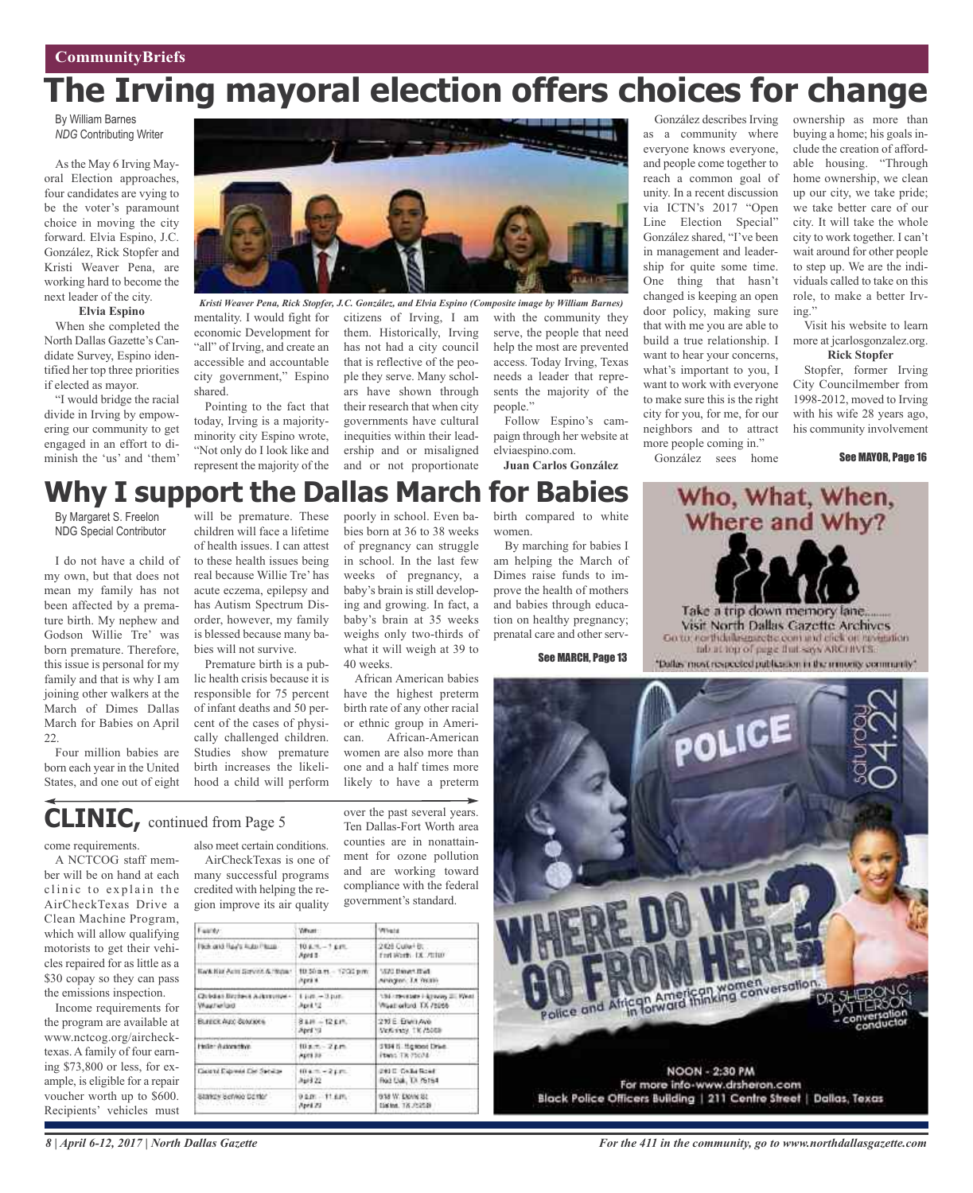CommunityBriefs

# The Irving mayoral election offers choices for change

By William Barnes
*NDG* Contributing Writer

As the May 6 Irving Mayoral Election approaches, four candidates are vying to be the voter's paramount choice in moving the city forward. Elvia Espino, J.C. González, Rick Stopfer and Kristi Weaver Pena, are working hard to become the next leader of the city.

**Elvia Espino**

When she completed the North Dallas Gazette's Candidate Survey, Espino identified her top three priorities if elected as mayor.

"I would bridge the racial divide in Irving by empowering our community to get engaged in an effort to diminish the 'us' and 'them' mentality. I would fight for economic Development for "all" of Irving, and create an accessible and accountable city government," Espino shared.

*Kristi Weaver Pena, Rick Stopfer, J.C. González, and Elvia Espino (Composite image by William Barnes)*

Pointing to the fact that today, Irving is a majority-minority city Espino wrote, "Not only do I look like and represent the majority of the citizens of Irving, I am them. Historically, Irving has not had a city council that is reflective of the people they serve. Many scholars have shown through their research that when city governments have cultural inequities within their leadership and or misaligned and or not proportionate with the community they serve, the people that need help the most are prevented access. Today Irving, Texas needs a leader that represents the majority of the people."

Follow Espino's campaign through her website at elviaespino.com.

**Juan Carlos González**

González describes Irving as a community where everyone knows everyone, and people come together to reach a common goal of unity. In a recent discussion via ICTN's 2017 "Open Line Election Special" González shared, "I've been in management and leadership for quite some time. One thing that hasn't changed is keeping an open door policy, making sure that with me you are able to build a true relationship. I want to hear your concerns, what's important to you, I want to work with everyone to make sure this is the right city for you, for me, for our neighbors and to attract more people coming in."

González sees home ownership as more than buying a home; his goals include the creation of affordable housing. "Through home ownership, we clean up our city, we take pride; we take better care of our city. It will take the whole city to work together. I can't wait around for other people to step up. We are the individuals called to take on this role, to make a better Irving."

Visit his website to learn more at jcarlosgonzalez.org.

**Rick Stopfer**

Stopfer, former Irving City Councilmember from 1998-2012, moved to Irving with his wife 28 years ago, his community involvement

See MAYOR, Page 16

# Why I support the Dallas March for Babies

By Margaret S. Freelon
NDG Special Contributor

I do not have a child of my own, but that does not mean my family has not been affected by a premature birth. My nephew and Godson Willie Tre' was born premature. Therefore, this issue is personal for my family and that is why I am joining other walkers at the March of Dimes Dallas March for Babies on April 22.

Four million babies are born each year in the United States, and one out of eight will be premature. These children will face a lifetime of health issues. I can attest to these health issues being real because Willie Tre' has acute eczema, epilepsy and has Autism Spectrum Disorder, however, my family is blessed because many babies will not survive.

Premature birth is a public health crisis because it is responsible for 75 percent of infant deaths and 50 percent of the cases of physically challenged children. Studies show premature birth increases the likelihood a child will perform poorly in school. Even babies born at 36 to 38 weeks of pregnancy can struggle in school. In the last few weeks of pregnancy, a baby's brain is still developing and growing. In fact, a baby's brain at 35 weeks weighs only two-thirds of what it will weigh at 39 to 40 weeks.

African American babies have the highest preterm birth rate of any other racial or ethnic group in American. African-American women are also more than one and a half times more likely to have a preterm birth compared to white women.

By marching for babies I am helping the March of Dimes raise funds to improve the health of mothers and babies through education on healthy pregnancy; prenatal care and other serv-

See MARCH, Page 13

Who, What, When, Where and Why?

Take a trip down memory lane........
Visit North Dallas Gazette Archives
Go to: northdallasgazette.com and click on navigation tab at top of page that says ARCHIVES.
"Dallas' most respected publication in the minority community"

# CLINIC, continued from Page 5

come requirements.

A NCTCOG staff member will be on hand at each clinic to explain the AirCheckTexas Drive a Clean Machine Program, which will allow qualifying motorists to get their vehicles repaired for as little as a $30 copay so they can pass the emissions inspection.

Income requirements for the program are available at www.nctcog.org/aircheck-texas. A family of four earning $73,800 or less, for example, is eligible for a repair voucher worth up to $600. Recipients' vehicles must also meet certain conditions.

AirCheckTexas is one of many successful programs credited with helping the region improve its air quality over the past several years. Ten Dallas-Fort Worth area counties are in nonattainment for ozone pollution and are working toward compliance with the federal government's standard.

| Facility | When | Where |
|---|---|---|
| Rick and Ray's Auto Plaza | 10 a.m. – 1 p.m. April 8 | 2426 Cullen St. Fort Worth, TX 76107 |
| Bank Rite Auto Service & Repair | 10:30 a.m. – 12:30 p.m. April 4 | 1820 Brown Blvd. Arlington, TX 76006 |
| Christian Brothers Automotive - Weatherford | 1 p.m. – 3 p.m. April 12 | 130 Interstate Highway 20 West Weatherford, TX 76086 |
| Burrick Auto Solutions | 8 a.m. – 12 p.m. April 19 | 210 E. Erwin Ave. McKinney, TX 75069 |
| Heller Automotive | 10 a.m. – 2 p.m. April 20 | 3104 E. Highland Drive Plano, TX 75074 |
| Central Express Car Service | 10 a.m. – 2 p.m. April 22 | 240 E. Dallas Road Red Oak, TX 75154 |
| Stanley Service Center | 9 a.m. – 11 a.m. April 29 | 618 W. Davis St. Dallas, TX 75208 |

WHERE DO WE GO FROM HERE?
Police and African American women in forward thinking conversation.
Saturday 04.22
DR. SHERON C. PATTERSON – conversation conductor
NOON - 2:30 PM
For more info-www.drsheron.com
Black Police Officers Building | 211 Centre Street | Dallas, Texas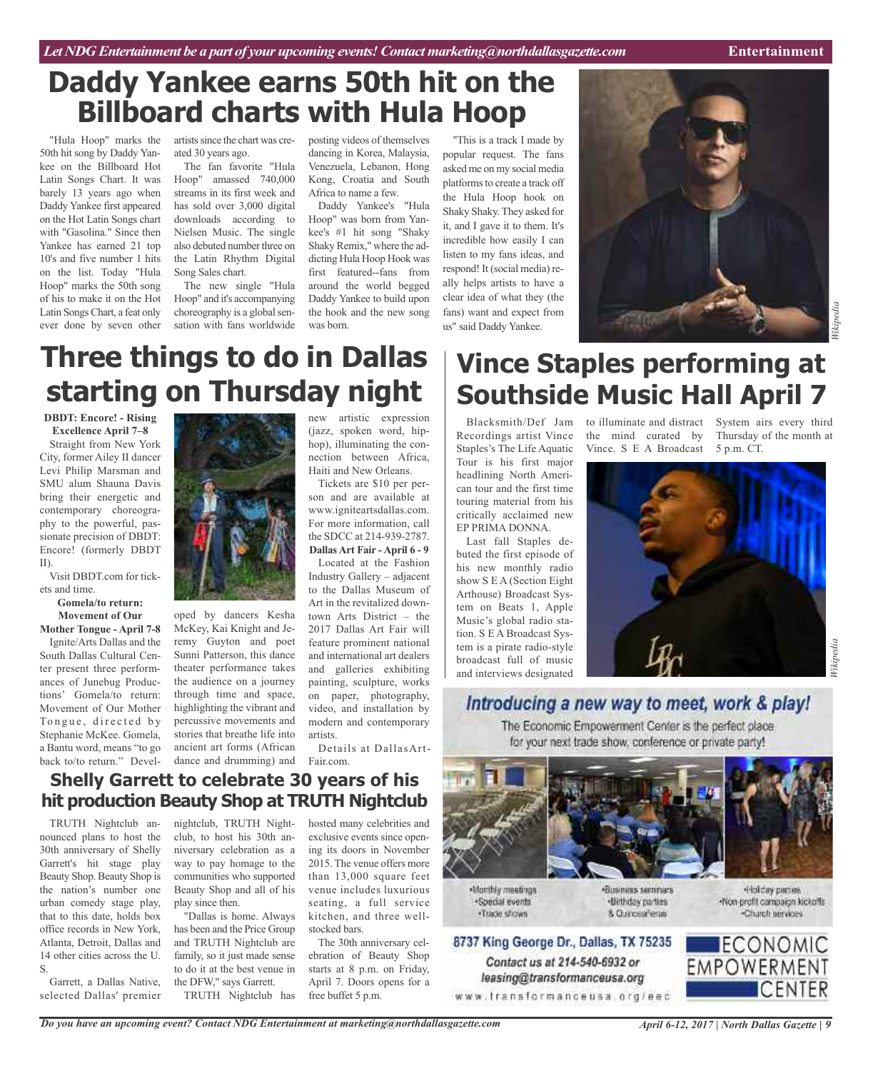# Daddy Yankee earns 50th hit on the Billboard charts with Hula Hoop

"Hula Hoop" marks the 50th hit song by Daddy Yankee on the Billboard Hot Latin Songs Chart. It was barely 13 years ago when Daddy Yankee first appeared on the Hot Latin Songs chart with "Gasolina." Since then Yankee has earned 21 top 10's and five number 1 hits on the list. Today "Hula Hoop" marks the 50th song of his to make it on the Hot Latin Songs Chart, a feat only ever done by seven other artists since the chart was created 30 years ago.

The fan favorite "Hula Hoop" amassed 740,000 streams in its first week and has sold over 3,000 digital downloads according to Nielsen Music. The single also debuted number three on the Latin Rhythm Digital Song Sales chart.

The new single "Hula Hoop" and it's accompanying choreography is a global sensation with fans worldwide posting videos of themselves dancing in Korea, Malaysia, Venezuela, Lebanon, Hong Kong, Croatia and South Africa to name a few.

Daddy Yankee's "Hula Hoop" was born from Yankee's #1 hit song "Shaky Shaky Remix," where the addicting Hula Hoop Hook was first featured--fans from around the world begged Daddy Yankee to build upon the hook and the new song was born.

"This is a track I made by popular request. The fans asked me on my social media platforms to create a track off the Hula Hoop hook on Shaky Shaky. They asked for it, and I gave it to them. It's incredible how easily I can listen to my fans ideas, and respond! It (social media) really helps artists to have a clear idea of what they (the fans) want and expect from us" said Daddy Yankee.

*Wikipedia*

# Three things to do in Dallas starting on Thursday night

**DBDT: Encore! - Rising Excellence April 7–8**

Straight from New York City, former Ailey II dancer Levi Philip Marsman and SMU alum Shauna Davis bring their energetic and contemporary choreography to the powerful, passionate precision of DBDT: Encore! (formerly DBDT II).

Visit DBDT.com for tickets and time.

**Gomela/to return: Movement of Our Mother Tongue - April 7-8**

Ignite/Arts Dallas and the South Dallas Cultural Center present three performances of Junebug Productions' Gomela/to return: Movement of Our Mother Tongue, directed by Stephanie McKee. Gomela, a Bantu word, means "to go back to/to return." Developed by dancers Kesha McKey, Kai Knight and Jeremy Guyton and poet Sunni Patterson, this dance theater performance takes the audience on a journey through time and space, highlighting the vibrant and percussive movements and stories that breathe life into ancient art forms (African dance and drumming) and new artistic expression (jazz, spoken word, hip-hop), illuminating the connection between Africa, Haiti and New Orleans.

Tickets are $10 per person and are available at www.igniteartsdallas.com. For more information, call the SDCC at 214-939-2787.

**Dallas Art Fair - April 6 - 9**

Located at the Fashion Industry Gallery – adjacent to the Dallas Museum of Art in the revitalized downtown Arts District – the 2017 Dallas Art Fair will feature prominent national and international art dealers and galleries exhibiting painting, sculpture, works on paper, photography, video, and installation by modern and contemporary artists.

Details at DallasArtFair.com.

# Vince Staples performing at Southside Music Hall April 7

Blacksmith/Def Jam Recordings artist Vince Staples's The Life Aquatic Tour is his first major headlining North American tour and the first time touring material from his critically acclaimed new EP PRIMA DONNA.

Last fall Staples debuted the first episode of his new monthly radio show S E A (Section Eight Arthouse) Broadcast System on Beats 1, Apple Music's global radio station. S E A Broadcast System is a pirate radio-style broadcast full of music and interviews designated to illuminate and distract the mind curated by Vince. S E A Broadcast System airs every third Thursday of the month at 5 p.m. CT.

*Wikipedia*

## Shelly Garrett to celebrate 30 years of his hit production Beauty Shop at TRUTH Nightclub

TRUTH Nightclub announced plans to host the 30th anniversary of Shelly Garrett's hit stage play Beauty Shop. Beauty Shop is the nation's number one urban comedy stage play, that to this date, holds box office records in New York, Atlanta, Detroit, Dallas and 14 other cities across the U. S.

Garrett, a Dallas Native, selected Dallas' premier nightclub, TRUTH Nightclub, to host his 30th anniversary celebration as a way to pay homage to the communities who supported Beauty Shop and all of his play since then.

"Dallas is home. Always has been and the Price Group and TRUTH Nightclub are family, so it just made sense to do it at the best venue in the DFW," says Garrett.

TRUTH Nightclub has hosted many celebrities and exclusive events since opening its doors in November 2015. The venue offers more than 13,000 square feet venue includes luxurious seating, a full service kitchen, and three well-stocked bars.

The 30th anniversary celebration of Beauty Shop starts at 8 p.m. on Friday, April 7. Doors opens for a free buffet 5 p.m.

## Introducing a new way to meet, work & play!

The Economic Empowerment Center is the perfect place for your next trade show, conference or private party!

- Monthly meetings
- Special events
- Trade shows
- Business seminars
- Birthday parties & Quinceañeras
- Holiday parties
- Non-profit campaign kickoffs
- Church services

8737 King George Dr., Dallas, TX 75235

Contact us at 214-540-6932 or leasing@transformanceusa.org

www.transformanceusa.org/eec

ECONOMIC EMPOWERMENT CENTER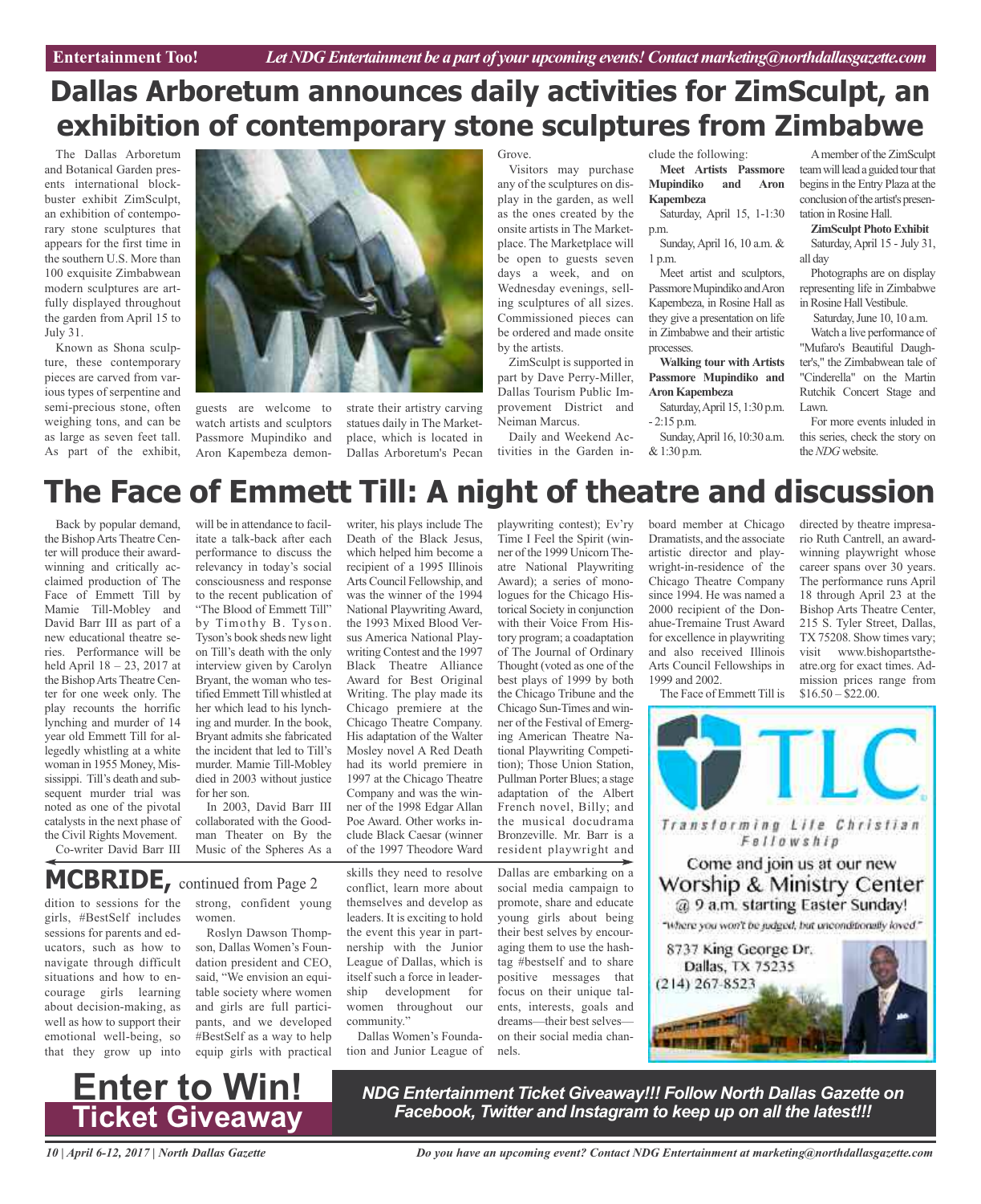# Dallas Arboretum announces daily activities for ZimSculpt, an exhibition of contemporary stone sculptures from Zimbabwe

The Dallas Arboretum and Botanical Garden presents international blockbuster exhibit ZimSculpt, an exhibition of contemporary stone sculptures that appears for the first time in the southern U.S. More than 100 exquisite Zimbabwean modern sculptures are artfully displayed throughout the garden from April 15 to July 31.

Known as Shona sculpture, these contemporary pieces are carved from various types of serpentine and semi-precious stone, often weighing tons, and can be as large as seven feet tall. As part of the exhibit, guests are welcome to watch artists and sculptors Passmore Mupindiko and Aron Kapembeza demonstrate their artistry carving statues daily in The Marketplace, which is located in Dallas Arboretum's Pecan Grove.

Visitors may purchase any of the sculptures on display in the garden, as well as the ones created by the onsite artists in The Marketplace. The Marketplace will be open to guests seven days a week, and on Wednesday evenings, selling sculptures of all sizes. Commissioned pieces can be ordered and made onsite by the artists.

ZimSculpt is supported in part by Dave Perry-Miller, Dallas Tourism Public Improvement District and Neiman Marcus.

Daily and Weekend Activities in the Garden include the following:

**Meet Artists Passmore Mupindiko and Aron Kapembeza**

Saturday, April 15, 1-1:30 p.m.

Sunday, April 16, 10 a.m. & 1 p.m.

Meet artist and sculptors, Passmore Mupindiko and Aron Kapembeza, in Rosine Hall as they give a presentation on life in Zimbabwe and their artistic processes.

**Walking tour with Artists Passmore Mupindiko and Aron Kapembeza**

Saturday, April 15, 1:30 p.m. - 2:15 p.m.

Sunday, April 16, 10:30 a.m. & 1:30 p.m.

A member of the ZimSculpt team will lead a guided tour that begins in the Entry Plaza at the conclusion of the artist's presentation in Rosine Hall.

**ZimSculpt Photo Exhibit**

Saturday, April 15 - July 31, all day

Photographs are on display representing life in Zimbabwe in Rosine Hall Vestibule.

Saturday, June 10, 10 a.m.

Watch a live performance of "Mufaro's Beautiful Daughter's," the Zimbabwean tale of "Cinderella" on the Martin Rutchik Concert Stage and Lawn.

For more events inluded in this series, check the story on the *NDG* website.

# The Face of Emmett Till: A night of theatre and discussion

Back by popular demand, the Bishop Arts Theatre Center will produce their award-winning and critically acclaimed production of The Face of Emmett Till by Mamie Till-Mobley and David Barr III as part of a new educational theatre series. Performance will be held April 18 – 23, 2017 at the Bishop Arts Theatre Center for one week only. The play recounts the horrific lynching and murder of 14 year old Emmett Till for allegedly whistling at a white woman in 1955 Money, Mississippi. Till's death and subsequent murder trial was noted as one of the pivotal catalysts in the next phase of the Civil Rights Movement.

Co-writer David Barr III will be in attendance to facilitate a talk-back after each performance to discuss the relevancy in today's social consciousness and response to the recent publication of "The Blood of Emmett Till" by Timothy B. Tyson. Tyson's book sheds new light on Till's death with the only interview given by Carolyn Bryant, the woman who testified Emmett Till whistled at her which lead to his lynching and murder. In the book, Bryant admits she fabricated the incident that led to Till's murder. Mamie Till-Mobley died in 2003 without justice for her son.

In 2003, David Barr III collaborated with the Goodman Theater on By the Music of the Spheres As a writer, his plays include The Death of the Black Jesus, which helped him become a recipient of a 1995 Illinois Arts Council Fellowship, and was the winner of the 1994 National Playwriting Award, the 1993 Mixed Blood Versus America National Playwriting Contest and the 1997 Black Theatre Alliance Award for Best Original Writing. The play made its Chicago premiere at the Chicago Theatre Company. His adaptation of the Walter Mosley novel A Red Death had its world premiere in 1997 at the Chicago Theatre Company and was the winner of the 1998 Edgar Allan Poe Award. Other works include Black Caesar (winner of the 1997 Theodore Ward playwriting contest); Ev'ry Time I Feel the Spirit (winner of the 1999 Unicorn Theatre National Playwriting Award); a series of monologues for the Chicago Historical Society in conjunction with their Voice From History program; a coadaptation of The Journal of Ordinary Thought (voted as one of the best plays of 1999 by both the Chicago Tribune and the Chicago Sun-Times and winner of the Festival of Emerging American Theatre National Playwriting Competition); Those Union Station, Pullman Porter Blues; a stage adaptation of the Albert French novel, Billy; and the musical docudrama Bronzeville. Mr. Barr is a resident playwright and board member at Chicago Dramatists, and the associate artistic director and playwright-in-residence of the Chicago Theatre Company since 1994. He was named a 2000 recipient of the Donahue-Tremaine Trust Award for excellence in playwriting and also received Illinois Arts Council Fellowships in 1999 and 2002.

The Face of Emmett Till is directed by theatre impresario Ruth Cantrell, an award-winning playwright whose career spans over 30 years. The performance runs April 18 through April 23 at the Bishop Arts Theatre Center, 215 S. Tyler Street, Dallas, TX 75208. Show times vary; visit www.bishopartstheatre.org for exact times. Admission prices range from $16.50 – $22.00.

## MCBRIDE, continued from Page 2

dition to sessions for the girls, #BestSelf includes sessions for parents and educators, such as how to navigate through difficult situations and how to encourage girls learning about decision-making, as well as how to support their emotional well-being, so that they grow up into strong, confident young women.

Roslyn Dawson Thompson, Dallas Women's Foundation president and CEO, said, "We envision an equitable society where women and girls are full participants, and we developed #BestSelf as a way to help equip girls with practical skills they need to resolve conflict, learn more about themselves and develop as leaders. It is exciting to hold the event this year in partnership with the Junior League of Dallas, which is itself such a force in leadership development for women throughout our community."

Dallas Women's Foundation and Junior League of Dallas are embarking on a social media campaign to promote, share and educate young girls about being their best selves by encouraging them to use the hashtag #bestself and to share positive messages that focus on their unique talents, interests, goals and dreams—their best selves—on their social media channels.

TLC
Transforming Life Christian Fellowship

Come and join us at our new Worship & Ministry Center @ 9 a.m. starting Easter Sunday!

"Where you won't be judged, but unconditionally loved"

8737 King George Dr.
Dallas, TX 75235
(214) 267-8523

**Enter to Win! Ticket Giveaway**

***NDG Entertainment Ticket Giveaway!!! Follow North Dallas Gazette on Facebook, Twitter and Instagram to keep up on all the latest!!!***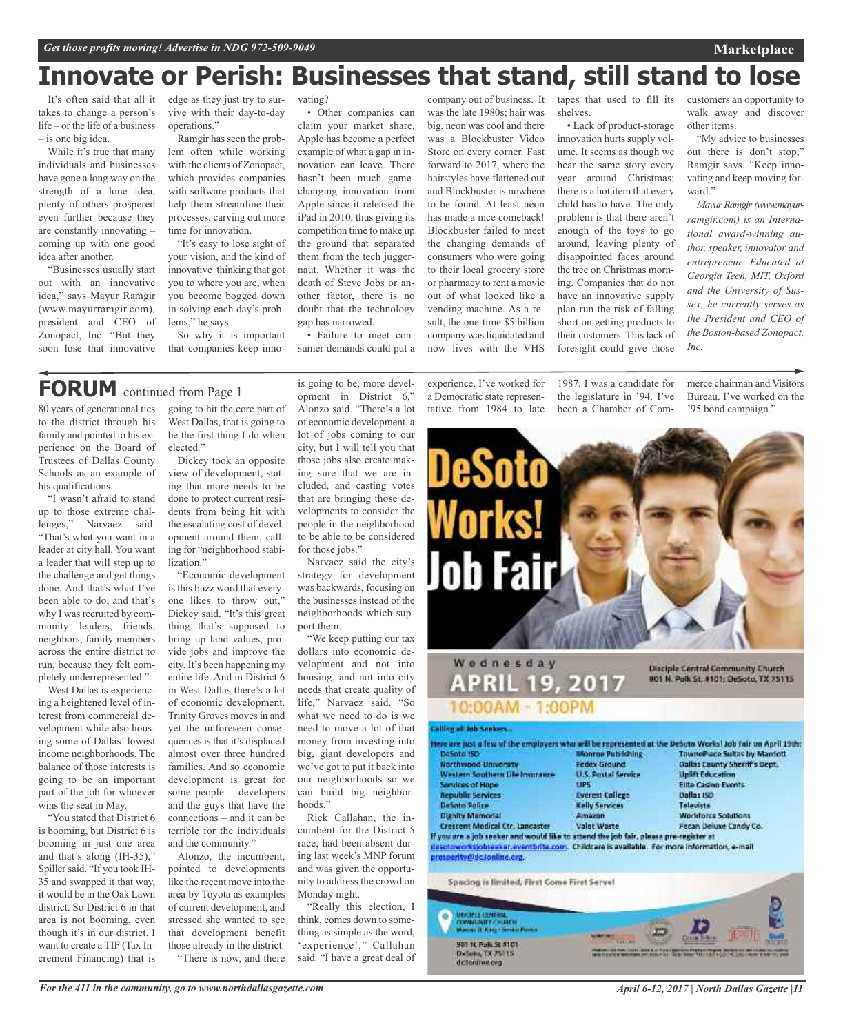# Innovate or Perish: Businesses that stand, still stand to lose

It's often said that all it takes to change a person's life – or the life of a business – is one big idea.

While it's true that many individuals and businesses have gone a long way on the strength of a lone idea, plenty of others prospered even further because they are constantly innovating – coming up with one good idea after another.

"Businesses usually start out with an innovative idea," says Mayur Ramgir (www.mayurramgir.com), president and CEO of Zonopact, Inc. "But they soon lose that innovative edge as they just try to survive with their day-to-day operations."

Ramgir has seen the problem often while working with the clients of Zonopact, which provides companies with software products that help them streamline their processes, carving out more time for innovation.

"It's easy to lose sight of your vision, and the kind of innovative thinking that got you to where you are, when you become bogged down in solving each day's problems," he says.

So why it is important that companies keep innovating?

- Other companies can claim your market share. Apple has become a perfect example of what a gap in innovation can leave. There hasn't been much game-changing innovation from Apple since it released the iPad in 2010, thus giving its competition time to make up the ground that separated them from the tech juggernaut. Whether it was the death of Steve Jobs or another factor, there is no doubt that the technology gap has narrowed.
- Failure to meet consumer demands could put a company out of business. It was the late 1980s; hair was big, neon was cool and there was a Blockbuster Video Store on every corner. Fast forward to 2017, where the hairstyles have flattened out and Blockbuster is nowhere to be found. At least neon has made a nice comeback! Blockbuster failed to meet the changing demands of consumers who were going to their local grocery store or pharmacy to rent a movie out of what looked like a vending machine. As a result, the one-time $5 billion company was liquidated and now lives with the VHS tapes that used to fill its shelves.
- Lack of product-storage innovation hurts supply volume. It seems as though we hear the same story every year around Christmas; there is a hot item that every child has to have. The only problem is that there aren't enough of the toys to go around, leaving plenty of disappointed faces around the tree on Christmas morning. Companies that do not have an innovative supply plan run the risk of falling short on getting products to their customers. This lack of foresight could give those customers an opportunity to walk away and discover other items.

"My advice to businesses out there is don't stop," Ramgir says. "Keep innovating and keep moving forward."

*Mayur Ramgir (www.mayurramgir.com) is an International award-winning author, speaker, innovator and entrepreneur. Educated at Georgia Tech, MIT, Oxford and the University of Sussex, he currently serves as the President and CEO of the Boston-based Zonopact, Inc.*

## FORUM continued from Page 1

80 years of generational ties to the district through his family and pointed to his experience on the Board of Trustees of Dallas County Schools as an example of his qualifications.

"I wasn't afraid to stand up to those extreme challenges," Narvaez said. "That's what you want in a leader at city hall. You want a leader that will step up to the challenge and get things done. And that's what I've been able to do, and that's why I was recruited by community leaders, friends, neighbors, family members across the entire district to run, because they felt completely underrepresented."

West Dallas is experiencing a heightened level of interest from commercial development while also housing some of Dallas' lowest income neighborhoods. The balance of those interests is going to be an important part of the job for whoever wins the seat in May.

"You stated that District 6 is booming, but District 6 is booming in just one area and that's along (IH-35)," Spiller said. "If you took IH-35 and swapped it that way, it would be in the Oak Lawn district. So District 6 in that area is not booming, even though it's in our district. I want to create a TIF (Tax Increment Financing) that is going to hit the core part of West Dallas, that is going to be the first thing I do when elected."

Dickey took an opposite view of development, stating that more needs to be done to protect current residents from being hit with the escalating cost of development around them, calling for "neighborhood stabilization."

"Economic development is this buzz word that everyone likes to throw out," Dickey said. "It's this great thing that's supposed to bring up land values, provide jobs and improve the city. It's been happening my entire life. And in District 6 in West Dallas there's a lot of economic development. Trinity Groves moves in and yet the unforeseen consequences is that it's displaced almost over three hundred families. And so economic development is great for some people – developers and the guys that have the connections – and it can be terrible for the individuals and the community."

Alonzo, the incumbent, pointed to developments like the recent move into the area by Toyota as examples of current development, and stressed she wanted to see that development benefit those already in the district.

"There is now, and there is going to be, more development in District 6," Alonzo said. "There's a lot of economic development, a lot of jobs coming to our city, but I will tell you that those jobs also create making sure that we are included, and casting votes that are bringing those developments to consider the people in the neighborhood to be able to be considered for those jobs."

Narvaez said the city's strategy for development was backwards, focusing on the businesses instead of the neighborhoods which support them.

"We keep putting our tax dollars into economic development and not into housing, and not into city needs that create quality of life," Narvaez said. "So what we need to do is we need to move a lot of that money from investing into big, giant developers and we've got to put it back into our neighborhoods so we can build big neighborhoods."

Rick Callahan, the incumbent for the District 5 race, had been absent during last week's MNP forum and was given the opportunity to address the crowd on Monday night.

"Really this election, I think, comes down to something as simple as the word, 'experience'," Callahan said. "I have a great deal of experience. I've worked for a Democratic state representative from 1984 to late 1987. I was a candidate for the legislature in '94. I've been a Chamber of Commerce chairman and Visitors Bureau. I've worked on the '95 bond campaign."

## DeSoto Works! Job Fair

Wednesday
APRIL 19, 2017
10:00AM - 1:00PM

Disciple Central Community Church
901 N. Polk St. #101; DeSoto, TX 75115

Calling all Job Seekers...

Here are just a few of the employers who will be represented at the DeSoto Works! Job Fair on April 19th:

| | | |
|---|---|---|
| DeSoto ISD | Monroe Publishing | TownePlace Suites by Marriott |
| Northwood University | Fedex Ground | Dallas County Sheriff's Dept. |
| Western Southern Life Insurance | U.S. Postal Service | Uplift Education |
| Services of Hope | UPS | Elite Casino Events |
| Republic Services | Everest College | Dallas ISD |
| DeSoto Police | Kelly Services | Televista |
| Dignity Memorial | Amazon | Workforce Solutions |
| Crescent Medical Ctr. Lancaster | Valet Waste | Pecan Deluxe Candy Co. |

If you are a job seeker and would like to attend the job fair, please pre-register at desotoworksjobseeker.eventbrite.com. Childcare is available. For more information, e-mail prosperity@dcltonline.org.

Spacing is limited, First Come First Serve!

Disciple Central Community Church
Marcus D. King • Senior Pastor
901 N. Polk St #101
DeSoto, TX 75115
dctonline.org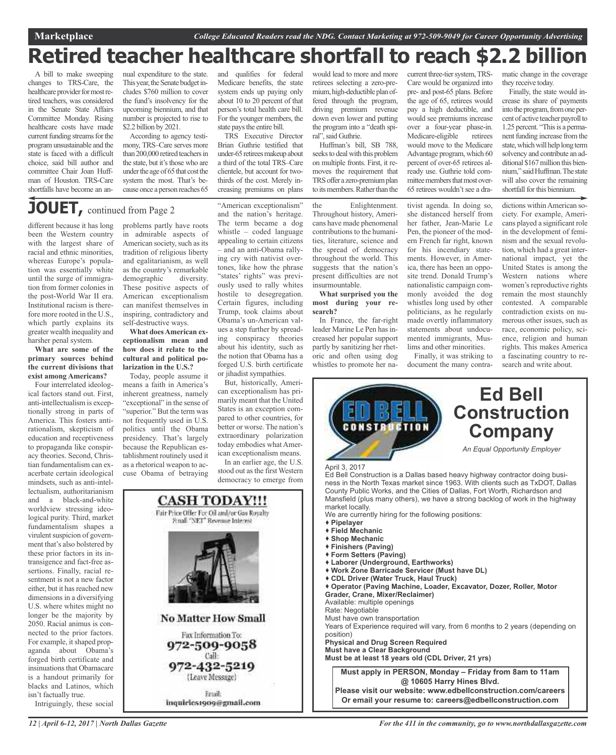Marketplace *College Educated Readers read the NDG. Contact Marketing at 972-509-9049 for Career Opportunity Advertising*

# Retired teacher healthcare shortfall to reach $2.2 billion

A bill to make sweeping changes to TRS-Care, the healthcare provider for most retired teachers, was considered in the Senate State Affairs Committee Monday. Rising healthcare costs have made current funding streams for the program unsustainable and the state is faced with a difficult choice, said bill author and committee Chair Joan Huffman of Houston. TRS-Care shortfalls have become an annual expenditure to the state. This year, the Senate budget includes $760 million to cover the fund's insolvency for the upcoming biennium, and that number is projected to rise to $2.2 billion by 2021.

According to agency testimony, TRS–Care serves more than 200,000 retired teachers in the state, but it's those who are under the age of 65 that cost the system the most. That's because once a person reaches 65 and qualifies for federal Medicare benefits, the state system ends up paying only about 10 to 20 percent of that person's total health care bill. For the younger members, the state pays the entire bill.

TRS Executive Director Brian Guthrie testified that under-65 retirees makeup about a third of the total TRS–Care clientele, but account for two-thirds of the cost. Merely increasing premiums on plans would lead to more and more retirees selecting a zero-premium, high-deductible plan offered through the program, driving premium revenue down even lower and putting the program into a "death spiral", said Guthrie.

Huffman's bill, SB 788, seeks to deal with this problem on multiple fronts. First, it removes the requirement that TRS offer a zero-premium plan to its members. Rather than the current three-tier system, TRS-Care would be organized into pre- and post-65 plans. Before the age of 65, retirees would pay a high deductible, and would see premiums increase over a four-year phase-in. Medicare-eligible retirees would move to the Medicare Advantage program, which 60 percent of over-65 retirees already use. Guthrie told committee members that most over-65 retirees wouldn't see a dramatic change in the coverage they receive today.

Finally, the state would increase its share of payments into the program, from one percent of active teacher payroll to 1.25 percent. "This is a permanent funding increase from the state, which will help long term solvency and contribute an additional $167 million this biennium," said Huffman. The state will also cover the remaining shortfall for this biennium.

## JOUET, continued from Page 2

different because it has long been the Western country with the largest share of racial and ethnic minorities, whereas Europe's population was essentially white until the surge of immigration from former colonies in the post-World War II era. Institutional racism is therefore more rooted in the U.S., which partly explains its greater wealth inequality and harsher penal system.

**What are some of the primary sources behind the current divisions that exist among Americans?**

Four interrelated ideological factors stand out. First, anti-intellectualism is exceptionally strong in parts of America. This fosters antirationalism, skepticism of education and receptiveness to propaganda like conspiracy theories. Second, Christian fundamentalism can exacerbate certain ideological mindsets, such as anti-intellectualism, authoritarianism and a black-and-white worldview stressing ideological purity. Third, market fundamentalism shapes a virulent suspicion of government that's also bolstered by these prior factors in its intransigence and fact-free assertions. Finally, racial resentment is not a new factor either, but it has reached new dimensions in a diversifying U.S. where whites might no longer be the majority by 2050. Racial animus is connected to the prior factors. For example, it shaped propaganda about Obama's forged birth certificate and insinuations that Obamacare is a handout primarily for blacks and Latinos, which isn't factually true.

Intriguingly, these social problems partly have roots in admirable aspects of American society, such as its tradition of religious liberty and egalitarianism, as well as the country's remarkable demographic diversity. These positive aspects of American exceptionalism can manifest themselves in inspiring, contradictory and self-destructive ways.

**What does American exceptionalism mean and how does it relate to the cultural and political polarization in the U.S.?**

Today, people assume it means a faith in America's inherent greatness, namely "exceptional" in the sense of "superior." But the term was not frequently used in U.S. politics until the Obama presidency. That's largely because the Republican establishment routinely used it as a rhetorical weapon to accuse Obama of betraying "American exceptionalism" and the nation's heritage. The term became a dog whistle – coded language appealing to certain citizens – and an anti-Obama rallying cry with nativist overtones, like how the phrase "states' rights" was previously used to rally whites hostile to desegregation. Certain figures, including Trump, took claims about Obama's un-American values a step further by spreading conspiracy theories about his identity, such as the notion that Obama has a forged U.S. birth certificate or jihadist sympathies.

But, historically, American exceptionalism has primarily meant that the United States is an exception compared to other countries, for better or worse. The nation's extraordinary polarization today embodies what American exceptionalism means.

In an earlier age, the U.S. stood out as the first Western democracy to emerge from the Enlightenment. Throughout history, Americans have made phenomenal contributions to the humanities, literature, science and the spread of democracy throughout the world. This suggests that the nation's present difficulties are not insurmountable.

**What surprised you the most during your research?**

In France, the far-right leader Marine Le Pen has increased her popular support partly by sanitizing her rhetoric and often using dog whistles to promote her nativist agenda. In doing so, she distanced herself from her father, Jean-Marie Le Pen, the pioneer of the modern French far right, known for his incendiary statements. However, in America, there has been an opposite trend. Donald Trump's nationalistic campaign commonly avoided the dog whistles long used by other politicians, as he regularly made overtly inflammatory statements about undocumented immigrants, Muslims and other minorities.

Finally, it was striking to document the many contradictions within American society. For example, Americans played a significant role in the development of feminism and the sexual revolution, which had a great international impact, yet the United States is among the Western nations where women's reproductive rights remain the most staunchly contested. A comparable contradiction exists on numerous other issues, such as race, economic policy, science, religion and human rights. This makes America a fascinating country to research and write about.

---

**CASH TODAY!!!**

Fair Price Offer For Oil and/or Gas Royalty
Small "NET" Revenue Interest

**No Matter How Small**

Fax Information To:
**972-509-9058**
Call:
**972-432-5219**
(Leave Message)

Email:
inquiries1909@gmail.com

---

## Ed Bell Construction Company

*An Equal Opportunity Employer*

April 3, 2017

Ed Bell Construction is a Dallas based heavy highway contractor doing business in the North Texas market since 1963. With clients such as TxDOT, Dallas County Public Works, and the Cities of Dallas, Fort Worth, Richardson and Mansfield (plus many others), we have a strong backlog of work in the highway market locally.

We are currently hiring for the following positions:

- **Pipelayer**
- **Field Mechanic**
- **Shop Mechanic**
- **Finishers (Paving)**
- **Form Setters (Paving)**
- **Laborer (Underground, Earthworks)**
- **Work Zone Barricade Servicer (Must have DL)**
- **CDL Driver (Water Truck, Haul Truck)**
- **Operator (Paving Machine, Loader, Excavator, Dozer, Roller, Motor Grader, Crane, Mixer/Reclaimer)**

Available: multiple openings
Rate: Negotiable
Must have own transportation
Years of Experience required will vary, from 6 months to 2 years (depending on position)
**Physical and Drug Screen Required**
**Must have a Clear Background**
**Must be at least 18 years old (CDL Driver, 21 yrs)**

**Must apply in PERSON, Monday – Friday from 8am to 11am @ 10605 Harry Hines Blvd.**
**Please visit our website: www.edbellconstruction.com/careers**
**Or email your resume to: careers@edbellconstruction.com**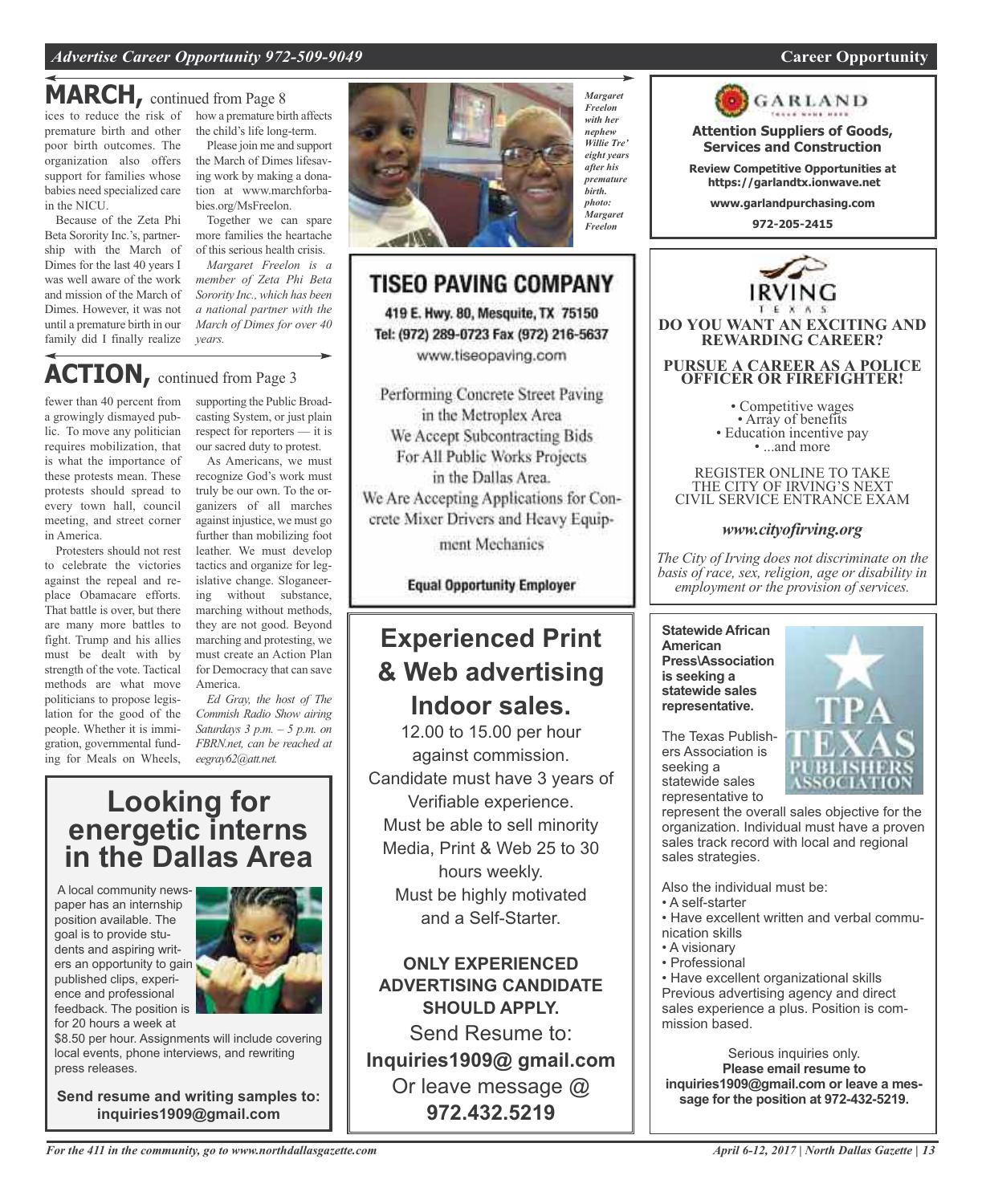# MARCH, continued from Page 8

ices to reduce the risk of premature birth and other poor birth outcomes. The organization also offers support for families whose babies need specialized care in the NICU.

Because of the Zeta Phi Beta Sorority Inc.'s, partnership with the March of Dimes for the last 40 years I was well aware of the work and mission of the March of Dimes. However, it was not until a premature birth in our family did I finally realize how a premature birth affects the child's life long-term.

Please join me and support the March of Dimes lifesaving work by making a donation at www.marchforbabies.org/MsFreelon.

Together we can spare more families the heartache of this serious health crisis.

*Margaret Freelon is a member of Zeta Phi Beta Sorority Inc., which has been a national partner with the March of Dimes for over 40 years.*

*Margaret Freelon with her nephew Willie Tre' eight years after his premature birth. photo: Margaret Freelon*

# ACTION, continued from Page 3

fewer than 40 percent from a growingly dismayed public. To move any politician requires mobilization, that is what the importance of these protests mean. These protests should spread to every town hall, council meeting, and street corner in America.

Protesters should not rest to celebrate the victories against the repeal and replace Obamacare efforts. That battle is over, but there are many more battles to fight. Trump and his allies must be dealt with by strength of the vote. Tactical methods are what move politicians to propose legislation for the good of the people. Whether it is immigration, governmental funding for Meals on Wheels, supporting the Public Broadcasting System, or just plain respect for reporters — it is our sacred duty to protest.

As Americans, we must recognize God's work must truly be our own. To the organizers of all marches against injustice, we must go further than mobilizing foot leather. We must develop tactics and organize for legislative change. Sloganeering without substance, marching without methods, they are not good. Beyond marching and protesting, we must create an Action Plan for Democracy that can save America.

*Ed Gray, the host of The Commish Radio Show airing Saturdays 3 p.m. – 5 p.m. on FBRN.net, can be reached at eegray62@att.net.*

## Looking for energetic interns in the Dallas Area

A local community newspaper has an internship position available. The goal is to provide students and aspiring writers an opportunity to gain published clips, experience and professional feedback. The position is for 20 hours a week at $8.50 per hour. Assignments will include covering local events, phone interviews, and rewriting press releases.

**Send resume and writing samples to: inquiries1909@gmail.com**

## TISEO PAVING COMPANY

419 E. Hwy. 80, Mesquite, TX 75150
Tel: (972) 289-0723 Fax (972) 216-5637
www.tiseopaving.com

Performing Concrete Street Paving in the Metroplex Area
We Accept Subcontracting Bids For All Public Works Projects in the Dallas Area.
We Are Accepting Applications for Concrete Mixer Drivers and Heavy Equipment Mechanics

**Equal Opportunity Employer**

## Experienced Print & Web advertising Indoor sales.

12.00 to 15.00 per hour against commission.
Candidate must have 3 years of Verifiable experience.
Must be able to sell minority Media, Print & Web 25 to 30 hours weekly.
Must be highly motivated and a Self-Starter.

**ONLY EXPERIENCED ADVERTISING CANDIDATE SHOULD APPLY.**

Send Resume to:
**Inquiries1909@ gmail.com**
Or leave message @
**972.432.5219**

## GARLAND

**Attention Suppliers of Goods, Services and Construction**

**Review Competitive Opportunities at https://garlandtx.ionwave.net**

**www.garlandpurchasing.com**

**972-205-2415**

## IRVING TEXAS

**DO YOU WANT AN EXCITING AND REWARDING CAREER?**

**PURSUE A CAREER AS A POLICE OFFICER OR FIREFIGHTER!**

- Competitive wages
- Array of benefits
- Education incentive pay
- ...and more

REGISTER ONLINE TO TAKE THE CITY OF IRVING'S NEXT CIVIL SERVICE ENTRANCE EXAM

*www.cityofirving.org*

*The City of Irving does not discriminate on the basis of race, sex, religion, age or disability in employment or the provision of services.*

**Statewide African American Press\Association is seeking a statewide sales representative.**

TPA TEXAS PUBLISHERS ASSOCIATION

The Texas Publishers Association is seeking a statewide sales representative to represent the overall sales objective for the organization. Individual must have a proven sales track record with local and regional sales strategies.

Also the individual must be:

- A self-starter
- Have excellent written and verbal communication skills
- A visionary
- Professional
- Have excellent organizational skills

Previous advertising agency and direct sales experience a plus. Position is commission based.

Serious inquiries only.
**Please email resume to inquiries1909@gmail.com or leave a message for the position at 972-432-5219.**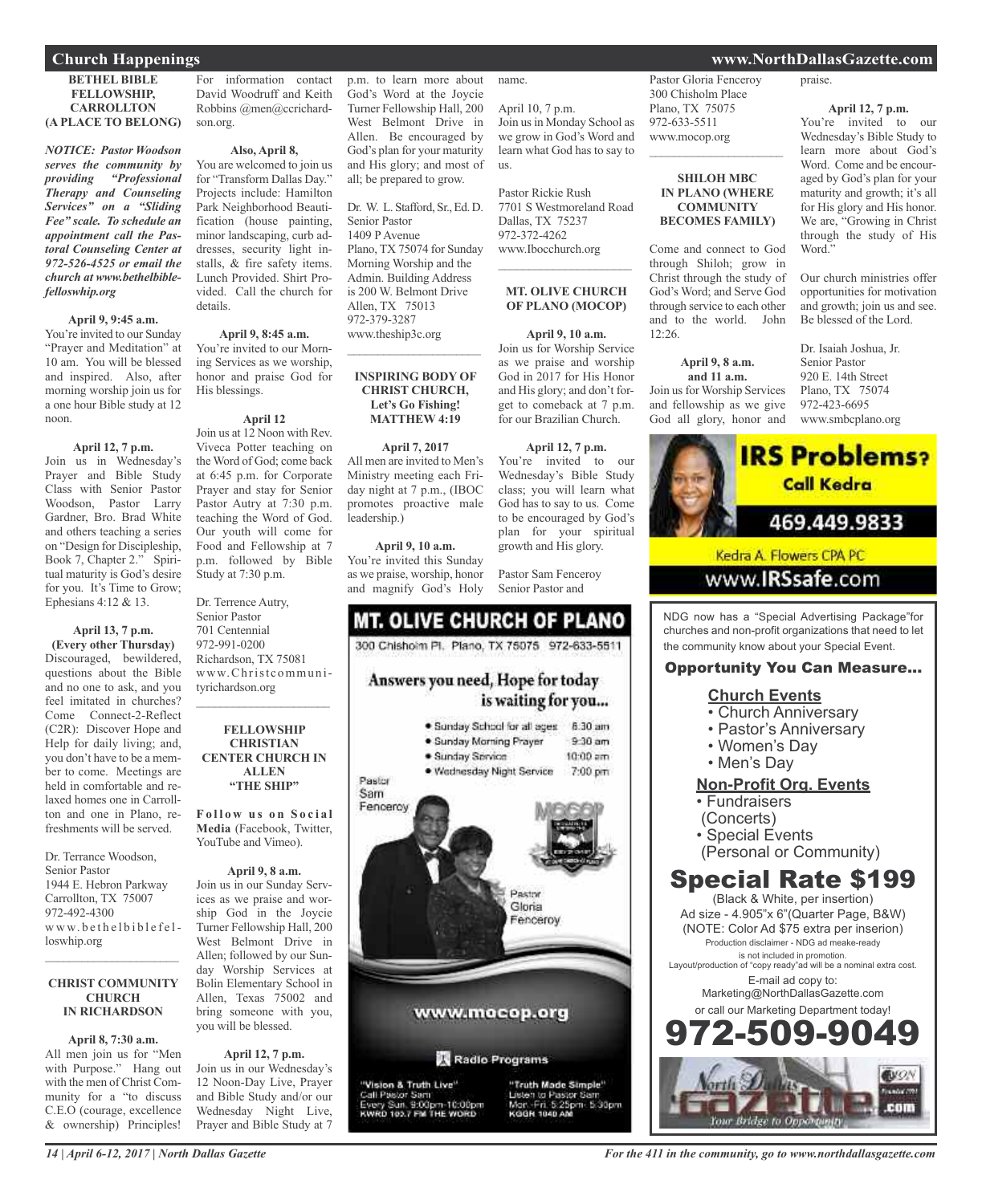## Church Happenings

### BETHEL BIBLE FELLOWSHIP, CARROLLTON (A PLACE TO BELONG)

*NOTICE: Pastor Woodson serves the community by providing "Professional Therapy and Counseling Services" on a "Sliding Fee" scale. To schedule an appointment call the Pastoral Counseling Center at 972-526-4525 or email the church at www.bethelbiblefelloswhip.org*

**April 9, 9:45 a.m.**

You're invited to our Sunday "Prayer and Meditation" at 10 am. You will be blessed and inspired. Also, after morning worship join us for a one hour Bible study at 12 noon.

**April 12, 7 p.m.**

Join us in Wednesday's Prayer and Bible Study Class with Senior Pastor Woodson, Pastor Larry Gardner, Bro. Brad White and others teaching a series on "Design for Discipleship, Book 7, Chapter 2." Spiritual maturity is God's desire for you. It's Time to Grow; Ephesians 4:12 & 13.

**April 13, 7 p.m. (Every other Thursday)**

Discouraged, bewildered, questions about the Bible and no one to ask, and you feel imitated in churches? Come Connect-2-Reflect (C2R): Discover Hope and Help for daily living; and, you don't have to be a member to come. Meetings are held in comfortable and relaxed homes one in Carrollton and one in Plano, refreshments will be served.

Dr. Terrance Woodson,
Senior Pastor
1944 E. Hebron Parkway
Carrollton, TX 75007
972-492-4300
www.bethelbiblefelloswhip.org

---

### CHRIST COMMUNITY CHURCH IN RICHARDSON

**April 8, 7:30 a.m.**

All men join us for "Men with Purpose." Hang out with the men of Christ Community for a "to discuss C.E.O (courage, excellence & ownership) Principles! For information contact David Woodruff and Keith Robbins @men@ccrichardson.org.

**Also, April 8,**

You are welcomed to join us for "Transform Dallas Day." Projects include: Hamilton Park Neighborhood Beautification (house painting, minor landscaping, curb addresses, security light installs, & fire safety items. Lunch Provided. Shirt Provided. Call the church for details.

**April 9, 8:45 a.m.**

You're invited to our Morning Services as we worship, honor and praise God for His blessings.

**April 12**

Join us at 12 Noon with Rev. Viveca Potter teaching on the Word of God; come back at 6:45 p.m. for Corporate Prayer and stay for Senior Pastor Autry at 7:30 p.m. teaching the Word of God. Our youth will come for Food and Fellowship at 7 p.m. followed by Bible Study at 7:30 p.m.

Dr. Terrence Autry,
Senior Pastor
701 Centennial
972-991-0200
Richardson, TX 75081
www.Christcommunityrichardson.org

---

### FELLOWSHIP CHRISTIAN CENTER CHURCH IN ALLEN "THE SHIP"

**Follow us on Social Media** (Facebook, Twitter, YouTube and Vimeo).

**April 9, 8 a.m.**

Join us in our Sunday Services as we praise and worship God in the Joycie Turner Fellowship Hall, 200 West Belmont Drive in Allen; followed by our Sunday Worship Services at Bolin Elementary School in Allen, Texas 75002 and bring someone with you, you will be blessed.

**April 12, 7 p.m.**

Join us in our Wednesday's 12 Noon-Day Live, Prayer and Bible Study and/or our Wednesday Night Live, Prayer and Bible Study at 7 p.m. to learn more about God's Word at the Joycie Turner Fellowship Hall, 200 West Belmont Drive in Allen. Be encouraged by God's plan for your maturity and His glory; and most of all; be prepared to grow.

Dr. W. L. Stafford, Sr., Ed. D.
Senior Pastor
1409 P Avenue
Plano, TX 75074 for Sunday Morning Worship and the Admin. Building Address is 200 W. Belmont Drive
Allen, TX 75013
972-379-3287
www.theship3c.org

---

### INSPIRING BODY OF CHRIST CHURCH, Let's Go Fishing! MATTHEW 4:19

**April 7, 2017**

All men are invited to Men's Ministry meeting each Friday night at 7 p.m., (IBOC promotes proactive male leadership.)

**April 9, 10 a.m.**

You're invited this Sunday as we praise, worship, honor and magnify God's Holy name.

April 10, 7 p.m.

Join us in Monday School as we grow in God's Word and learn what God has to say to us.

Pastor Rickie Rush
7701 S Westmoreland Road
Dallas, TX 75237
972-372-4262
www.Ibocchurch.org

---

### MT. OLIVE CHURCH OF PLANO (MOCOP)

**April 9, 10 a.m.**

Join us for Worship Service as we praise and worship God in 2017 for His Honor and His glory; and don't forget to comeback at 7 p.m. for our Brazilian Church.

**April 12, 7 p.m.**

You're invited to our Wednesday's Bible Study class; you will learn what God has to say to us. Come to be encouraged by God's plan for your spiritual growth and His glory.

Pastor Sam Fenceroy
Senior Pastor and
Pastor Gloria Fenceroy
300 Chisholm Place
Plano, TX 75075
972-633-5511
www.mocop.org

---

### SHILOH MBC IN PLANO (WHERE COMMUNITY BECOMES FAMILY)

Come and connect to God through Shiloh; grow in Christ through the study of God's Word; and Serve God through service to each other and to the world. John 12:26.

**April 9, 8 a.m. and 11 a.m.**

Join us for Worship Services and fellowship as we give God all glory, honor and praise.

**April 12, 7 p.m.**

You're invited to our Wednesday's Bible Study to learn more about God's Word. Come and be encouraged by God's plan for your maturity and growth; it's all for His glory and His honor. We are, "Growing in Christ through the study of His Word."

Our church ministries offer opportunities for motivation and growth; join us and see. Be blessed of the Lord.

Dr. Isaiah Joshua, Jr.
Senior Pastor
920 E. 14th Street
Plano, TX 75074
972-423-6695
www.smbcplano.org

---

**MT. OLIVE CHURCH OF PLANO**

300 Chisholm Pl. Plano, TX 75075 972-633-5511

Answers you need, Hope for today is waiting for you...

- Sunday School for all ages 8:30 am
- Sunday Morning Prayer 9:30 am
- Sunday Service 10:00 am
- Wednesday Night Service 7:00 pm

Pastor Sam Fenceroy

Pastor Gloria Fenceroy

www.mocop.org

Radio Programs

"Vision & Truth Live" Call Pastor Sam Every Sun. 9:00pm-10:00pm KWRD 103.7 FM THE WORD

"Truth Made Simple" Listen to Pastor Sam Mon.-Fri. 5:25pm- 5:30pm KGGR 1040 AM

---

**IRS Problems? Call Kedra**

469.449.9833

Kedra A. Flowers CPA PC

www.IRSsafe.com

---

NDG now has a "Special Advertising Package"for churches and non-profit organizations that need to let the community know about your Special Event.

**Opportunity You Can Measure...**

**Church Events**

- Church Anniversary
- Pastor's Anniversary
- Women's Day
- Men's Day

**Non-Profit Org. Events**

- Fundraisers (Concerts)
- Special Events (Personal or Community)

**Special Rate $199**

(Black & White, per insertion)
Ad size - 4.905"x 6"(Quarter Page, B&W)
(NOTE: Color Ad $75 extra per inserion)
Production disclaimer - NDG ad meake-ready is not included in promotion.
Layout/production of "copy ready"ad will be a nominal extra cost.
E-mail ad copy to:
Marketing@NorthDallasGazette.com
or call our Marketing Department today!

**972-509-9049**

North Dallas Gazette.com — Your Bridge to Opportunity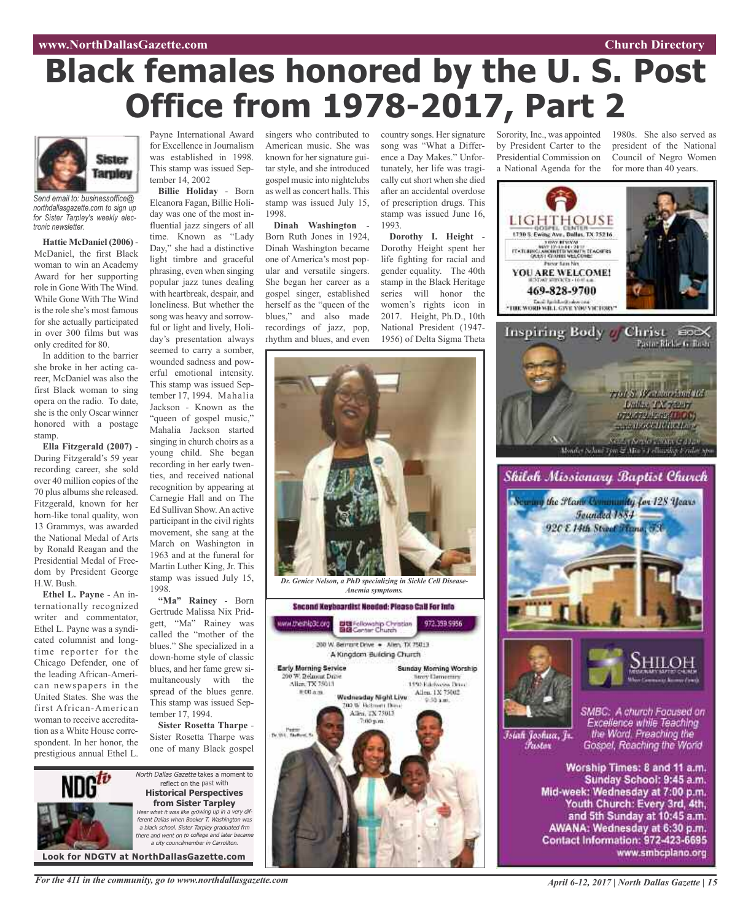# Black females honored by the U. S. Post Office from 1978-2017, Part 2

*Send email to: businessoffice@northdallasgazette.com to sign up for Sister Tarpley's weekly electronic newsletter.*

**Hattie McDaniel (2006)** - McDaniel, the first Black woman to win an Academy Award for her supporting role in Gone With The Wind. While Gone With The Wind is the role she's most famous for she actually participated in over 300 films but was only credited for 80.

In addition to the barrier she broke in her acting career, McDaniel was also the first Black woman to sing opera on the radio. To date, she is the only Oscar winner honored with a postage stamp.

**Ella Fitzgerald (2007)** - During Fitzgerald's 59 year recording career, she sold over 40 million copies of the 70 plus albums she released. Fitzgerald, known for her horn-like tonal quality, won 13 Grammys, was awarded the National Medal of Arts by Ronald Reagan and the Presidential Medal of Freedom by President George H.W. Bush.

**Ethel L. Payne** - An internationally recognized writer and commentator, Ethel L. Payne was a syndicated columnist and longtime reporter for the Chicago Defender, one of the leading African-American newspapers in the United States. She was the first African-American woman to receive accreditation as a White House correspondent. In her honor, the prestigious annual Ethel L. Payne International Award for Excellence in Journalism was established in 1998. This stamp was issued September 14, 2002

**Billie Holiday** - Born Eleanora Fagan, Billie Holiday was one of the most influential jazz singers of all time. Known as "Lady Day," she had a distinctive light timbre and graceful phrasing, even when singing popular jazz tunes dealing with heartbreak, despair, and loneliness. But whether the song was heavy and sorrowful or light and lively, Holiday's presentation always seemed to carry a somber, wounded sadness and powerful emotional intensity. This stamp was issued September 17, 1994. Mahalia Jackson - Known as the "queen of gospel music," Mahalia Jackson started singing in church choirs as a young child. She began recording in her early twenties, and received national recognition by appearing at Carnegie Hall and on The Ed Sullivan Show. An active participant in the civil rights movement, she sang at the March on Washington in 1963 and at the funeral for Martin Luther King, Jr. This stamp was issued July 15, 1998.

**"Ma" Rainey** - Born Gertrude Malissa Nix Pridgett, "Ma" Rainey was called the "mother of the blues." She specialized in a down-home style of classic blues, and her fame grew simultaneously with the spread of the blues genre. This stamp was issued September 17, 1994.

**Sister Rosetta Tharpe** - Sister Rosetta Tharpe was one of many Black gospel singers who contributed to American music. She was known for her signature guitar style, and she introduced gospel music into nightclubs as well as concert halls. This stamp was issued July 15, 1998.

**Dinah Washington** - Born Ruth Jones in 1924, Dinah Washington became one of America's most popular and versatile singers. She began her career as a gospel singer, established herself as the "queen of the blues," and also made recordings of jazz, pop, rhythm and blues, and even country songs. Her signature song was "What a Difference a Day Makes." Unfortunately, her life was tragically cut short when she died after an accidental overdose of prescription drugs. This stamp was issued June 16, 1993.

**Dorothy I. Height** - Dorothy Height spent her life fighting for racial and gender equality. The 40th stamp in the Black Heritage series will honor the women's rights icon in 2017. Height, Ph.D., 10th National President (1947-1956) of Delta Sigma Theta Sorority, Inc., was appointed by President Carter to the Presidential Commission on a National Agenda for the 1980s. She also served as president of the National Council of Negro Women for more than 40 years.

*Dr. Genice Nelson, a PhD specializing in Sickle Cell Disease-Anemia symptoms.*

*North Dallas Gazette* takes a moment to reflect on the past with **Historical Perspectives from Sister Tarpley**

*Hear what it was like growing up in a very different Dallas when Booker T. Washington was a black school. Sister Tarpley graduated frm there and went on to college and later became a city councilmember in Carrollton.*

**Look for NDGTV at NorthDallasGazette.com**

**Second Keyboardist Needed: Please Call For Info**

www.theshipfcc.org — Fellowship Christian Center Church — 972.359.9956

200 W. Belmont Drive • Allen, TX 75013
A Kingdom Building Church

**Early Morning Service**
200 W. Belmont Drive
Allen, TX 75013
8:00 a.m.

**Sunday Morning Worship**
Story Elementary
1550 Edelweiss Drive
Allen, TX 75002
9:30 a.m.

**Wednesday Night Live**
200 W. Belmont Drive
Allen, TX 75013
7:00 p.m.

**LIGHTHOUSE GOSPEL CENTER**
1730 S. Ewing Ave., Dallas, TX 75216
YOU ARE WELCOME!
469-828-9700
"THE WORD WILL GIVE YOU VICTORY"

**Inspiring Body of Christ** — Pastor Rickie G. Rush

**Shiloh Missionary Baptist Church**
Serving the Plano Community for 128 Years
Founded 1884
920 E 14th Street Plano, TX

Isiah Joshua, Jr. Pastor

SMBC: A church Focused on Excellence while Teaching the Word. Preaching the Gospel, Reaching the World

Worship Times: 8 and 11 a.m.
Sunday School: 9:45 a.m.
Mid-week: Wednesday at 7:00 p.m.
Youth Church: Every 3rd, 4th, and 5th Sunday at 10:45 a.m.
AWANA: Wednesday at 6:30 p.m.
Contact Information: 972-423-6695
www.smbcplano.org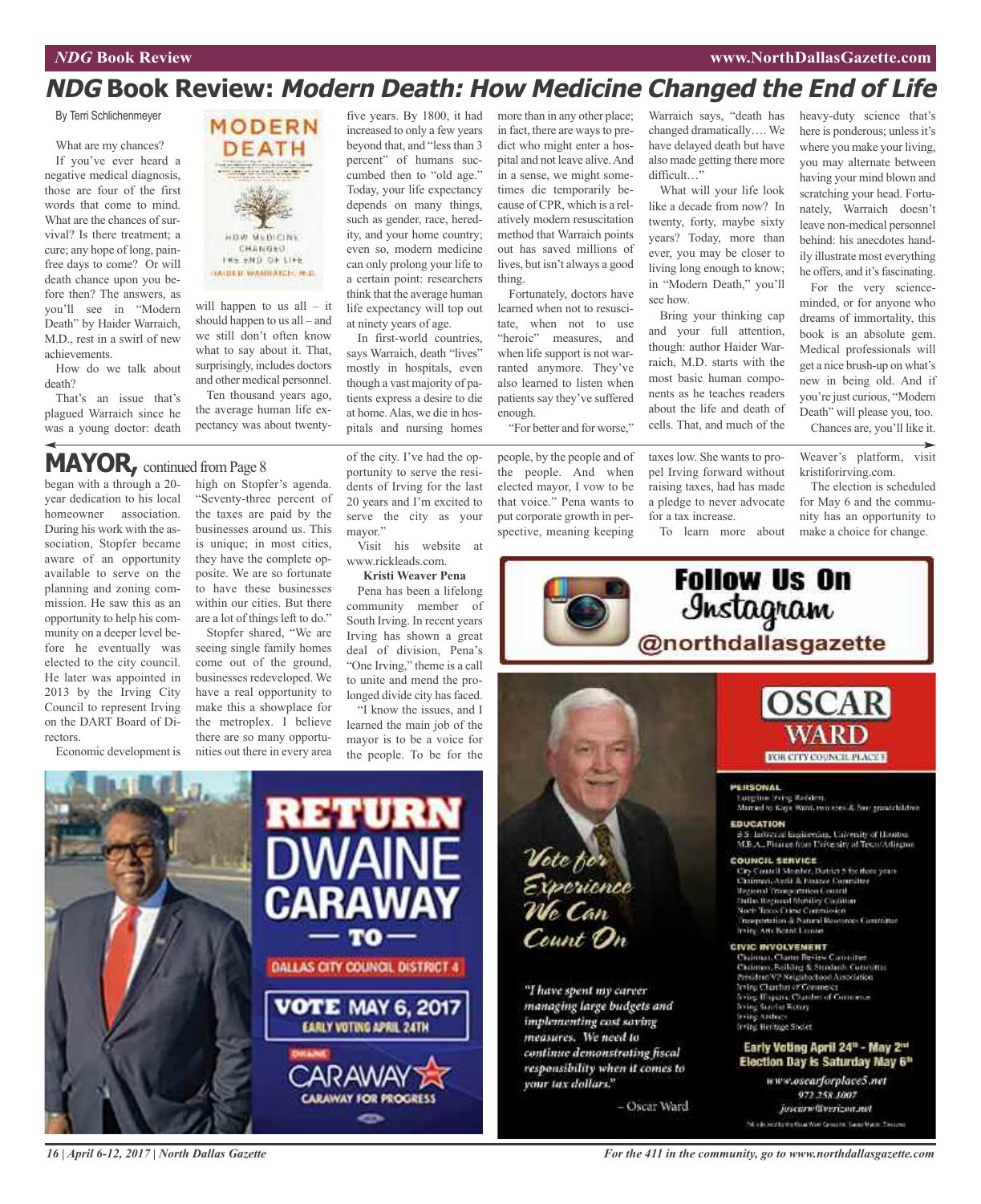# *NDG* Book Review: *Modern Death: How Medicine Changed the End of Life*

By Terri Schlichenmeyer

What are my chances?

If you've ever heard a negative medical diagnosis, those are four of the first words that come to mind. What are the chances of survival? Is there treatment; a cure; any hope of long, pain-free days to come? Or will death chance upon you before then? The answers, as you'll see in "Modern Death" by Haider Warraich, M.D., rest in a swirl of new achievements.

How do we talk about death?

That's an issue that's plagued Warraich since he was a young doctor: death will happen to us all – it should happen to us all – and we still don't often know what to say about it. That, surprisingly, includes doctors and other medical personnel.

Ten thousand years ago, the average human life expectancy was about twenty-five years. By 1800, it had increased to only a few years beyond that, and "less than 3 percent" of humans succumbed then to "old age." Today, your life expectancy depends on many things, such as gender, race, heredity, and your home country; even so, modern medicine can only prolong your life to a certain point: researchers think that the average human life expectancy will top out at ninety years of age.

In first-world countries, says Warraich, death "lives" mostly in hospitals, even though a vast majority of patients express a desire to die at home. Alas, we die in hospitals and nursing homes more than in any other place; in fact, there are ways to predict who might enter a hospital and not leave alive. And in a sense, we might sometimes die temporarily because of CPR, which is a relatively modern resuscitation method that Warraich points out has saved millions of lives, but isn't always a good thing.

Fortunately, doctors have learned when not to resuscitate, when not to use "heroic" measures, and when life support is not warranted anymore. They've also learned to listen when patients say they've suffered enough.

"For better and for worse," Warraich says, "death has changed dramatically…. We have delayed death but have also made getting there more difficult…"

What will your life look like a decade from now? In twenty, forty, maybe sixty years? Today, more than ever, you may be closer to living long enough to know; in "Modern Death," you'll see how.

Bring your thinking cap and your full attention, though: author Haider Warraich, M.D. starts with the most basic human components as he teaches readers about the life and death of cells. That, and much of the heavy-duty science that's here is ponderous; unless it's where you make your living, you may alternate between having your mind blown and scratching your head. Fortunately, Warraich doesn't leave non-medical personnel behind: his anecdotes handily illustrate most everything he offers, and it's fascinating.

For the very science-minded, or for anyone who dreams of immortality, this book is an absolute gem. Medical professionals will get a nice brush-up on what's new in being old. And if you're just curious, "Modern Death" will please you, too.

Chances are, you'll like it.

## MAYOR, continued from Page 8

began with a through a 20-year dedication to his local homeowner association. During his work with the association, Stopfer became aware of an opportunity available to serve on the planning and zoning commission. He saw this as an opportunity to help his community on a deeper level before he eventually was elected to the city council. He later was appointed in 2013 by the Irving City Council to represent Irving on the DART Board of Directors.

Economic development is high on Stopfer's agenda. "Seventy-three percent of the taxes are paid by the businesses around us. This is unique; in most cities, they have the complete opposite. We are so fortunate to have these businesses within our cities. But there are a lot of things left to do."

Stopfer shared, "We are seeing single family homes come out of the ground, businesses redeveloped. We have a real opportunity to make this a showplace for the metroplex. I believe there are so many opportunities out there in every area of the city. I've had the opportunity to serve the residents of Irving for the last 20 years and I'm excited to serve the city as your mayor."

Visit his website at www.rickleads.com.

**Kristi Weaver Pena**

Pena has been a lifelong community member of South Irving. In recent years Irving has shown a great deal of division, Pena's "One Irving," theme is a call to unite and mend the prolonged divide city has faced.

"I know the issues, and I learned the main job of the mayor is to be a voice for the people. To be for the people, by the people and of the people. And when elected mayor, I vow to be that voice." Pena wants to put corporate growth in perspective, meaning keeping taxes low. She wants to propel Irving forward without raising taxes, had has made a pledge to never advocate for a tax increase.

To learn more about Weaver's platform, visit kristiforirving.com.

The election is scheduled for May 6 and the community has an opportunity to make a choice for change.

Follow Us On Instagram @northdallasgazette

RETURN DWAINE CARAWAY TO DALLAS CITY COUNCIL DISTRICT 4

VOTE MAY 6, 2017

EARLY VOTING APRIL 24TH

DWAINE CARAWAY

CARAWAY FOR PROGRESS

OSCAR WARD FOR CITY COUNCIL PLACE 5

Vote for Experience We Can Count On

"I have spent my career managing large budgets and implementing cost saving measures. We need to continue demonstrating fiscal responsibility when it comes to your tax dollars."

– Oscar Ward

**PERSONAL**

Longtime Irving Resident
Married to Kaye Ward, two sons & four grandchildren

**EDUCATION**

B.S. Industrial Engineering, University of Houston
M.B.A., Finance from University of Texas/Arlington

**COUNCIL SERVICE**

City Council Member, District 5 for three years
Chairman, Audit & Finance Committee
Regional Transportation Council
Dallas Regional Mobility Coalition
North Texas Crime Commission
Transportation & Natural Resources Committee
Irving Arts Board Liaison

**CIVIC INVOLVEMENT**

Chairman, Charter Review Committee
Chairman, Building & Standards Committee
President/VP Neighborhood Association
Irving Chamber of Commerce
Irving Hispanic Chamber of Commerce
Irving Sunrise Rotary
Irving Arthouse
Irving Heritage Society

Early Voting April 24th - May 2nd
Election Day is Saturday May 6th

www.oscarforplace5.net
972.258.1007
joscarw@verizon.net

Pol. adv. paid by the Oscar Ward Campaign, Sunny Martin, Treasurer